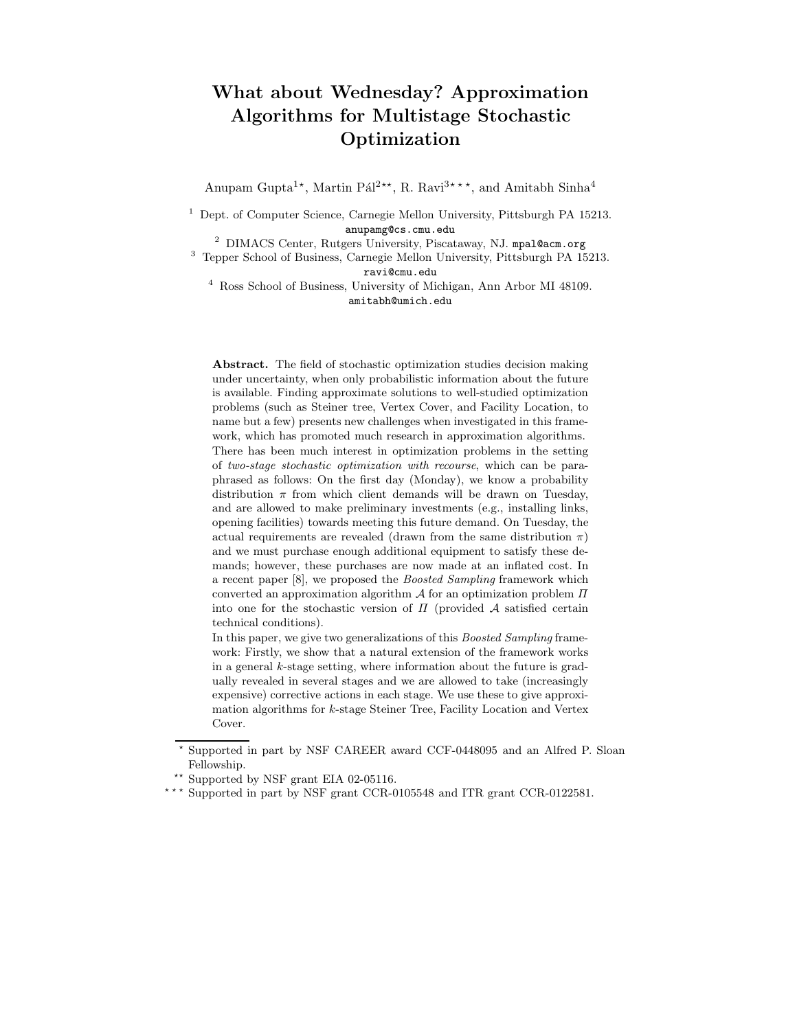# What about Wednesday? Approximation Algorithms for Multistage Stochastic Optimization

Anupam Gupta[1,⋆], Martin Pál[2,⋆⋆], R. Ravi[3,⋆⋆⋆], and Amitabh Sinha[4]

[1] Dept. of Computer Science, Carnegie Mellon University, Pittsburgh PA 15213. anupamg@cs.cmu.edu

[2] DIMACS Center, Rutgers University, Piscataway, NJ. mpal@acm.org

[3] Tepper School of Business, Carnegie Mellon University, Pittsburgh PA 15213. ravi@cmu.edu

[4] Ross School of Business, University of Michigan, Ann Arbor MI 48109. amitabh@umich.edu

**Abstract.** The field of stochastic optimization studies decision making under uncertainty, when only probabilistic information about the future is available. Finding approximate solutions to well-studied optimization problems (such as Steiner tree, Vertex Cover, and Facility Location, to name but a few) presents new challenges when investigated in this framework, which has promoted much research in approximation algorithms. There has been much interest in optimization problems in the setting of *two-stage stochastic optimization with recourse*, which can be paraphrased as follows: On the first day (Monday), we know a probability distribution $\pi$ from which client demands will be drawn on Tuesday, and are allowed to make preliminary investments (e.g., installing links, opening facilities) towards meeting this future demand. On Tuesday, the actual requirements are revealed (drawn from the same distribution $\pi$) and we must purchase enough additional equipment to satisfy these demands; however, these purchases are now made at an inflated cost. In a recent paper [8], we proposed the *Boosted Sampling* framework which converted an approximation algorithm $\mathcal{A}$ for an optimization problem $\Pi$ into one for the stochastic version of $\Pi$ (provided $\mathcal{A}$ satisfied certain technical conditions).

In this paper, we give two generalizations of this *Boosted Sampling* framework: Firstly, we show that a natural extension of the framework works in a general $k$-stage setting, where information about the future is gradually revealed in several stages and we are allowed to take (increasingly expensive) corrective actions in each stage. We use these to give approximation algorithms for $k$-stage Steiner Tree, Facility Location and Vertex Cover.

---

⋆ Supported in part by NSF CAREER award CCF-0448095 and an Alfred P. Sloan Fellowship.

⋆⋆ Supported by NSF grant EIA 02-05116.

⋆⋆⋆ Supported in part by NSF grant CCR-0105548 and ITR grant CCR-0122581.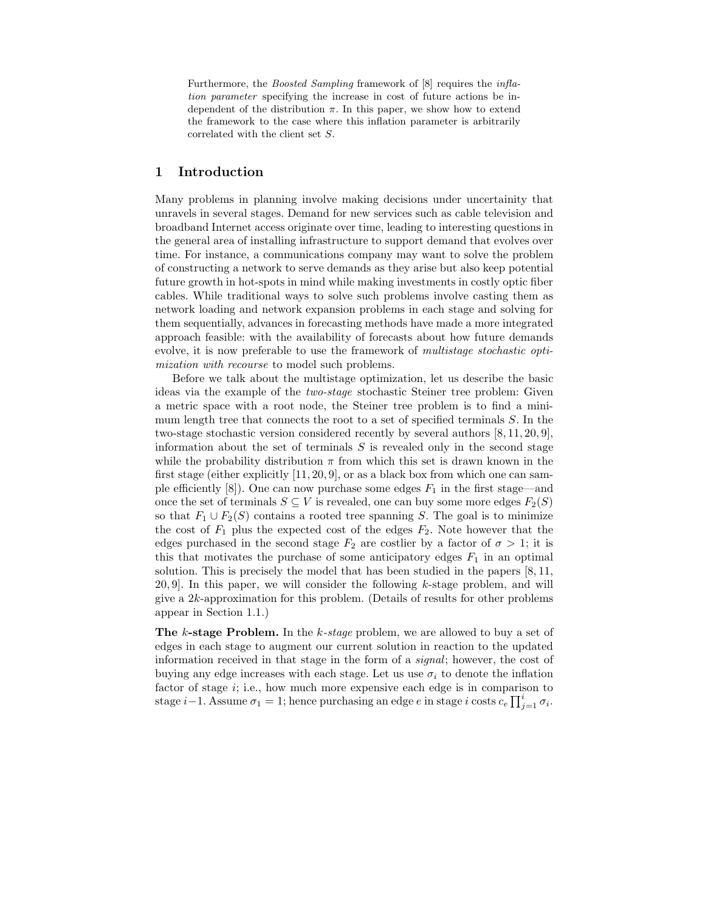Furthermore, the *Boosted Sampling* framework of [8] requires the *inflation parameter* specifying the increase in cost of future actions be independent of the distribution $\pi$. In this paper, we show how to extend the framework to the case where this inflation parameter is arbitrarily correlated with the client set $S$.

## 1 Introduction

Many problems in planning involve making decisions under uncertainity that unravels in several stages. Demand for new services such as cable television and broadband Internet access originate over time, leading to interesting questions in the general area of installing infrastructure to support demand that evolves over time. For instance, a communications company may want to solve the problem of constructing a network to serve demands as they arise but also keep potential future growth in hot-spots in mind while making investments in costly optic fiber cables. While traditional ways to solve such problems involve casting them as network loading and network expansion problems in each stage and solving for them sequentially, advances in forecasting methods have made a more integrated approach feasible: with the availability of forecasts about how future demands evolve, it is now preferable to use the framework of *multistage stochastic optimization with recourse* to model such problems.

Before we talk about the multistage optimization, let us describe the basic ideas via the example of the *two-stage* stochastic Steiner tree problem: Given a metric space with a root node, the Steiner tree problem is to find a minimum length tree that connects the root to a set of specified terminals $S$. In the two-stage stochastic version considered recently by several authors [8, 11, 20, 9], information about the set of terminals $S$ is revealed only in the second stage while the probability distribution $\pi$ from which this set is drawn known in the first stage (either explicitly [11, 20, 9], or as a black box from which one can sample efficiently [8]). One can now purchase some edges $F_1$ in the first stage—and once the set of terminals $S \subseteq V$ is revealed, one can buy some more edges $F_2(S)$ so that $F_1 \cup F_2(S)$ contains a rooted tree spanning $S$. The goal is to minimize the cost of $F_1$ plus the expected cost of the edges $F_2$. Note however that the edges purchased in the second stage $F_2$ are costlier by a factor of $\sigma > 1$; it is this that motivates the purchase of some anticipatory edges $F_1$ in an optimal solution. This is precisely the model that has been studied in the papers [8, 11, 20, 9]. In this paper, we will consider the following $k$-stage problem, and will give a $2k$-approximation for this problem. (Details of results for other problems appear in Section 1.1.)

**The $k$-stage Problem.** In the *$k$-stage* problem, we are allowed to buy a set of edges in each stage to augment our current solution in reaction to the updated information received in that stage in the form of a *signal*; however, the cost of buying any edge increases with each stage. Let us use $\sigma_i$ to denote the inflation factor of stage $i$; i.e., how much more expensive each edge is in comparison to stage $i-1$. Assume $\sigma_1 = 1$; hence purchasing an edge $e$ in stage $i$ costs $c_e \prod_{j=1}^{i} \sigma_i$.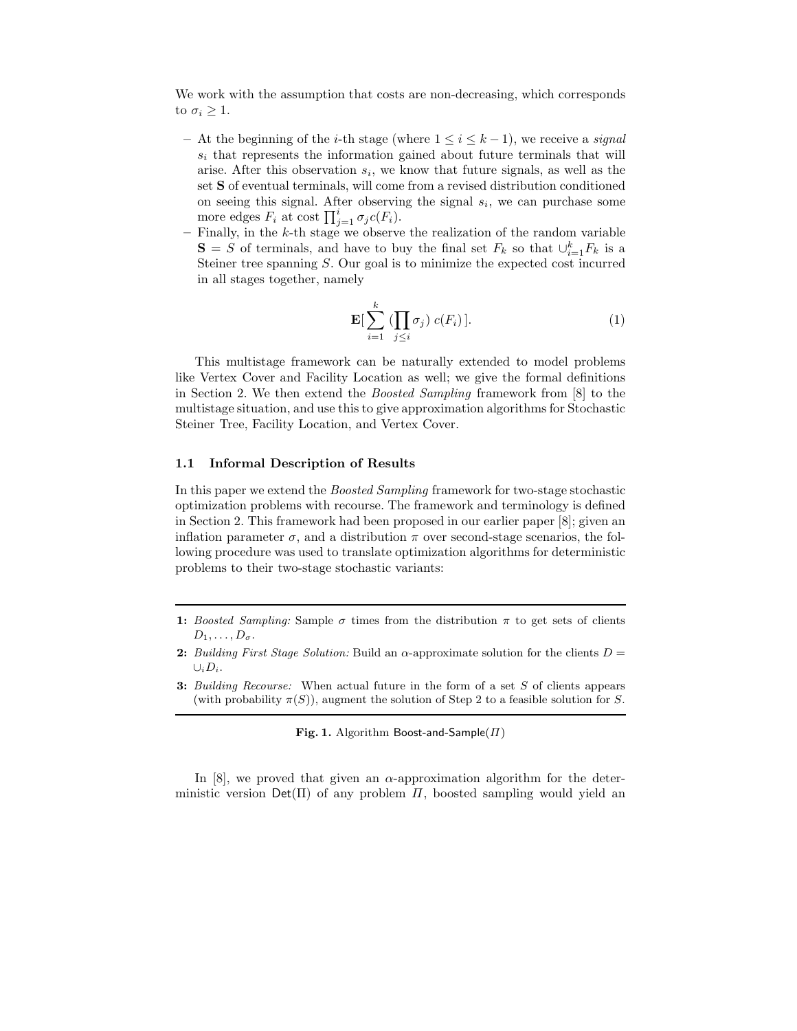We work with the assumption that costs are non-decreasing, which corresponds to $\sigma_i \geq 1$.

- At the beginning of the $i$-th stage (where $1 \leq i \leq k-1$), we receive a *signal* $s_i$ that represents the information gained about future terminals that will arise. After this observation $s_i$, we know that future signals, as well as the set $\mathbf{S}$ of eventual terminals, will come from a revised distribution conditioned on seeing this signal. After observing the signal $s_i$, we can purchase some more edges $F_i$ at cost $\prod_{j=1}^{i} \sigma_j c(F_i)$.
- Finally, in the $k$-th stage we observe the realization of the random variable $\mathbf{S} = S$ of terminals, and have to buy the final set $F_k$ so that $\cup_{i=1}^{k} F_k$ is a Steiner tree spanning $S$. Our goal is to minimize the expected cost incurred in all stages together, namely

$$\mathbf{E}[\sum_{i=1}^{k} (\prod_{j \leq i} \sigma_j) \; c(F_i)]. \tag{1}$$

This multistage framework can be naturally extended to model problems like Vertex Cover and Facility Location as well; we give the formal definitions in Section 2. We then extend the *Boosted Sampling* framework from [8] to the multistage situation, and use this to give approximation algorithms for Stochastic Steiner Tree, Facility Location, and Vertex Cover.

### 1.1 Informal Description of Results

In this paper we extend the *Boosted Sampling* framework for two-stage stochastic optimization problems with recourse. The framework and terminology is defined in Section 2. This framework had been proposed in our earlier paper [8]; given an inflation parameter $\sigma$, and a distribution $\pi$ over second-stage scenarios, the following procedure was used to translate optimization algorithms for deterministic problems to their two-stage stochastic variants:

---

**1:** *Boosted Sampling:* Sample $\sigma$ times from the distribution $\pi$ to get sets of clients $D_1, \ldots, D_\sigma$.

**2:** *Building First Stage Solution:* Build an $\alpha$-approximate solution for the clients $D = \cup_i D_i$.

**3:** *Building Recourse:* When actual future in the form of a set $S$ of clients appears (with probability $\pi(S)$), augment the solution of Step 2 to a feasible solution for $S$.

---

**Fig. 1.** Algorithm Boost-and-Sample($\Pi$)

In [8], we proved that given an $\alpha$-approximation algorithm for the deterministic version $\mathsf{Det}(\Pi)$ of any problem $\Pi$, boosted sampling would yield an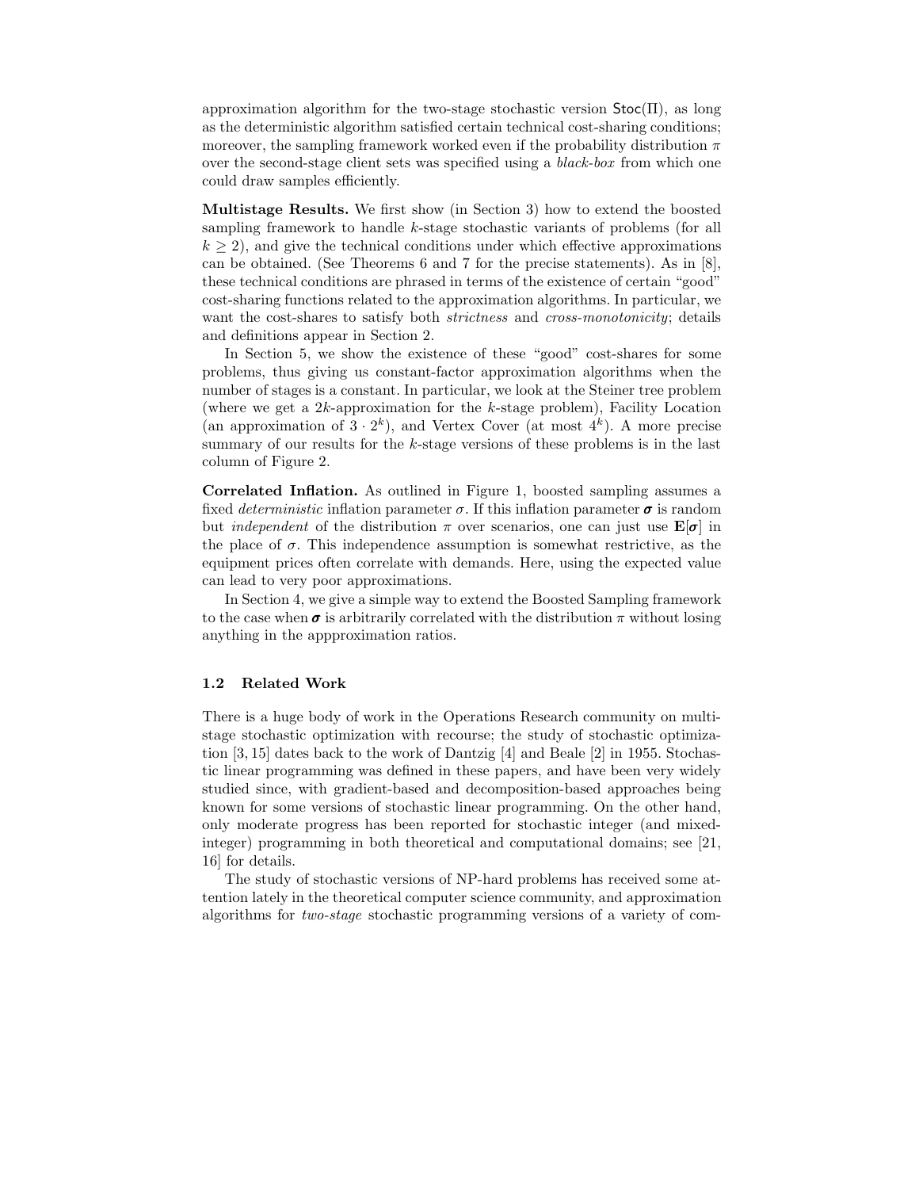approximation algorithm for the two-stage stochastic version $\mathsf{Stoc}(\Pi)$, as long as the deterministic algorithm satisfied certain technical cost-sharing conditions; moreover, the sampling framework worked even if the probability distribution $\pi$ over the second-stage client sets was specified using a *black-box* from which one could draw samples efficiently.

**Multistage Results.** We first show (in Section 3) how to extend the boosted sampling framework to handle $k$-stage stochastic variants of problems (for all $k \geq 2$), and give the technical conditions under which effective approximations can be obtained. (See Theorems 6 and 7 for the precise statements). As in [8], these technical conditions are phrased in terms of the existence of certain "good" cost-sharing functions related to the approximation algorithms. In particular, we want the cost-shares to satisfy both *strictness* and *cross-monotonicity*; details and definitions appear in Section 2.

In Section 5, we show the existence of these "good" cost-shares for some problems, thus giving us constant-factor approximation algorithms when the number of stages is a constant. In particular, we look at the Steiner tree problem (where we get a $2k$-approximation for the $k$-stage problem), Facility Location (an approximation of $3 \cdot 2^k$), and Vertex Cover (at most $4^k$). A more precise summary of our results for the $k$-stage versions of these problems is in the last column of Figure 2.

**Correlated Inflation.** As outlined in Figure 1, boosted sampling assumes a fixed *deterministic* inflation parameter $\sigma$. If this inflation parameter $\boldsymbol{\sigma}$ is random but *independent* of the distribution $\pi$ over scenarios, one can just use $\mathbf{E}[\boldsymbol{\sigma}]$ in the place of $\sigma$. This independence assumption is somewhat restrictive, as the equipment prices often correlate with demands. Here, using the expected value can lead to very poor approximations.

In Section 4, we give a simple way to extend the Boosted Sampling framework to the case when $\boldsymbol{\sigma}$ is arbitrarily correlated with the distribution $\pi$ without losing anything in the appproximation ratios.

### 1.2 Related Work

There is a huge body of work in the Operations Research community on multi-stage stochastic optimization with recourse; the study of stochastic optimization [3, 15] dates back to the work of Dantzig [4] and Beale [2] in 1955. Stochastic linear programming was defined in these papers, and have been very widely studied since, with gradient-based and decomposition-based approaches being known for some versions of stochastic linear programming. On the other hand, only moderate progress has been reported for stochastic integer (and mixed-integer) programming in both theoretical and computational domains; see [21, 16] for details.

The study of stochastic versions of NP-hard problems has received some attention lately in the theoretical computer science community, and approximation algorithms for *two-stage* stochastic programming versions of a variety of com-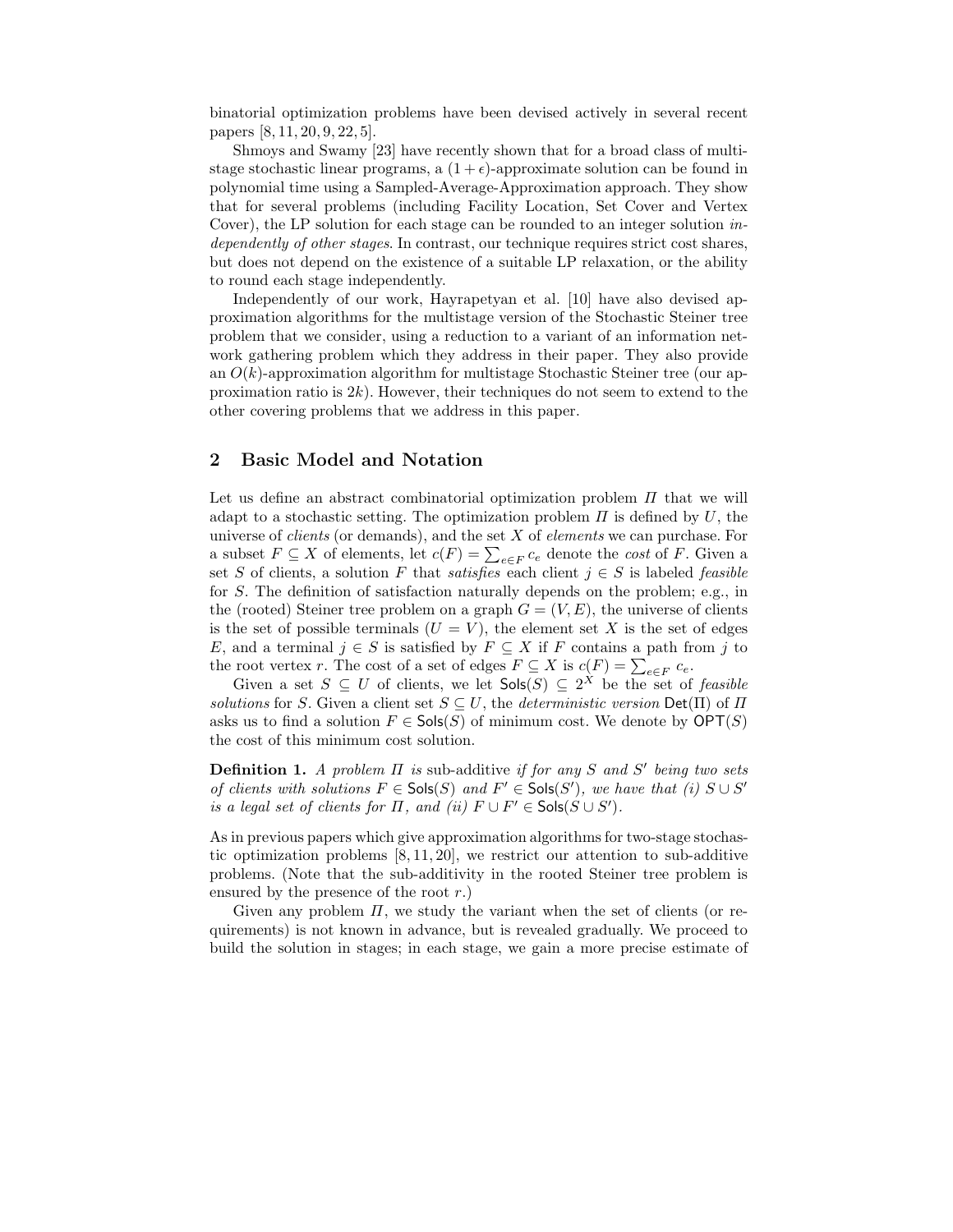binatorial optimization problems have been devised actively in several recent papers [8, 11, 20, 9, 22, 5].

Shmoys and Swamy [23] have recently shown that for a broad class of multi-stage stochastic linear programs, a $(1+\epsilon)$-approximate solution can be found in polynomial time using a Sampled-Average-Approximation approach. They show that for several problems (including Facility Location, Set Cover and Vertex Cover), the LP solution for each stage can be rounded to an integer solution *independently of other stages*. In contrast, our technique requires strict cost shares, but does not depend on the existence of a suitable LP relaxation, or the ability to round each stage independently.

Independently of our work, Hayrapetyan et al. [10] have also devised approximation algorithms for the multistage version of the Stochastic Steiner tree problem that we consider, using a reduction to a variant of an information network gathering problem which they address in their paper. They also provide an $O(k)$-approximation algorithm for multistage Stochastic Steiner tree (our approximation ratio is $2k$). However, their techniques do not seem to extend to the other covering problems that we address in this paper.

## 2 Basic Model and Notation

Let us define an abstract combinatorial optimization problem $\Pi$ that we will adapt to a stochastic setting. The optimization problem $\Pi$ is defined by $U$, the universe of *clients* (or demands), and the set $X$ of *elements* we can purchase. For a subset $F \subseteq X$ of elements, let $c(F) = \sum_{e \in F} c_e$ denote the *cost* of $F$. Given a set $S$ of clients, a solution $F$ that *satisfies* each client $j \in S$ is labeled *feasible* for $S$. The definition of satisfaction naturally depends on the problem; e.g., in the (rooted) Steiner tree problem on a graph $G = (V, E)$, the universe of clients is the set of possible terminals ($U = V$), the element set $X$ is the set of edges $E$, and a terminal $j \in S$ is satisfied by $F \subseteq X$ if $F$ contains a path from $j$ to the root vertex $r$. The cost of a set of edges $F \subseteq X$ is $c(F) = \sum_{e \in F} c_e$.

Given a set $S \subseteq U$ of clients, we let $\mathsf{Sols}(S) \subseteq 2^X$ be the set of *feasible solutions* for $S$. Given a client set $S \subseteq U$, the *deterministic version* $\mathsf{Det}(\Pi)$ of $\Pi$ asks us to find a solution $F \in \mathsf{Sols}(S)$ of minimum cost. We denote by $\mathsf{OPT}(S)$ the cost of this minimum cost solution.

**Definition 1.** *A problem $\Pi$ is* sub-additive *if for any $S$ and $S'$ being two sets of clients with solutions $F \in \mathsf{Sols}(S)$ and $F' \in \mathsf{Sols}(S')$, we have that (i) $S \cup S'$ is a legal set of clients for $\Pi$, and (ii) $F \cup F' \in \mathsf{Sols}(S \cup S')$.*

As in previous papers which give approximation algorithms for two-stage stochastic optimization problems [8, 11, 20], we restrict our attention to sub-additive problems. (Note that the sub-additivity in the rooted Steiner tree problem is ensured by the presence of the root $r$.)

Given any problem $\Pi$, we study the variant when the set of clients (or requirements) is not known in advance, but is revealed gradually. We proceed to build the solution in stages; in each stage, we gain a more precise estimate of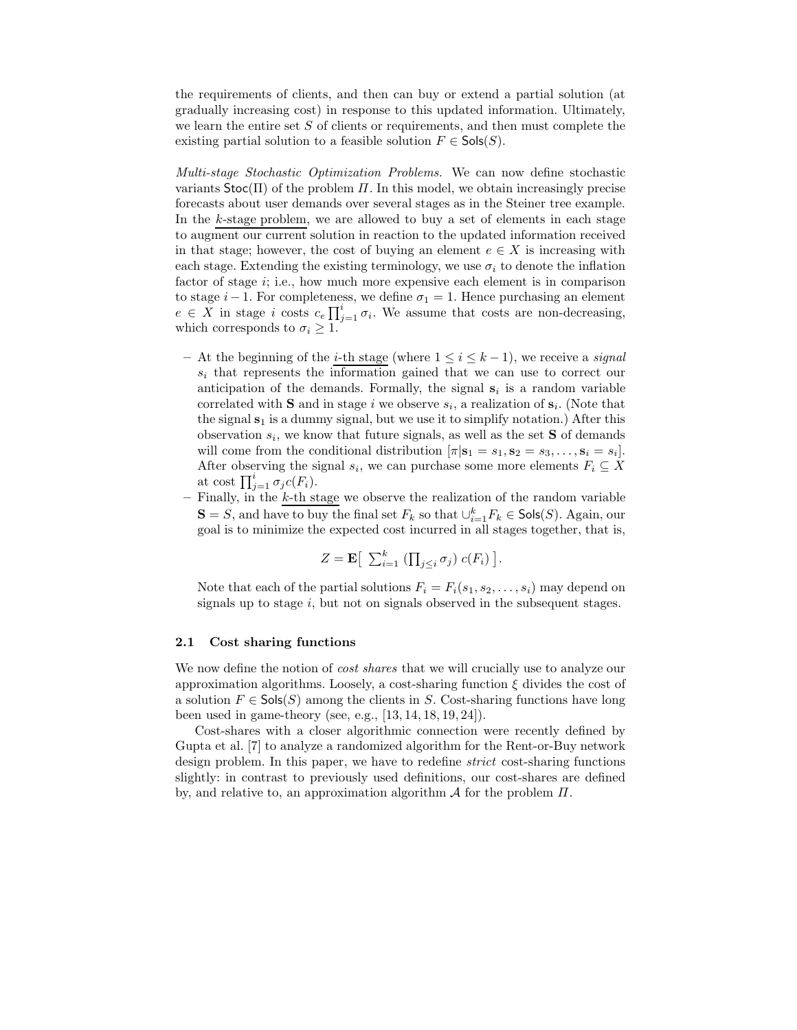the requirements of clients, and then can buy or extend a partial solution (at gradually increasing cost) in response to this updated information. Ultimately, we learn the entire set $S$ of clients or requirements, and then must complete the existing partial solution to a feasible solution $F \in \mathsf{Sols}(S)$.

*Multi-stage Stochastic Optimization Problems.* We can now define stochastic variants $\mathsf{Stoc}(\Pi)$ of the problem $\Pi$. In this model, we obtain increasingly precise forecasts about user demands over several stages as in the Steiner tree example. In the <u>$k$-stage problem</u>, we are allowed to buy a set of elements in each stage to augment our current solution in reaction to the updated information received in that stage; however, the cost of buying an element $e \in X$ is increasing with each stage. Extending the existing terminology, we use $\sigma_i$ to denote the inflation factor of stage $i$; i.e., how much more expensive each element is in comparison to stage $i-1$. For completeness, we define $\sigma_1 = 1$. Hence purchasing an element $e \in X$ in stage $i$ costs $c_e \prod_{j=1}^{i} \sigma_i$. We assume that costs are non-decreasing, which corresponds to $\sigma_i \geq 1$.

- At the beginning of the <u>$i$-th stage</u> (where $1 \leq i \leq k-1$), we receive a *signal* $s_i$ that represents the information gained that we can use to correct our anticipation of the demands. Formally, the signal $\mathbf{s}_i$ is a random variable correlated with $\mathbf{S}$ and in stage $i$ we observe $s_i$, a realization of $\mathbf{s}_i$. (Note that the signal $\mathbf{s}_1$ is a dummy signal, but we use it to simplify notation.) After this observation $s_i$, we know that future signals, as well as the set $\mathbf{S}$ of demands will come from the conditional distribution $[\pi | \mathbf{s}_1 = s_1, \mathbf{s}_2 = s_3, \ldots, \mathbf{s}_i = s_i]$. After observing the signal $s_i$, we can purchase some more elements $F_i \subseteq X$ at cost $\prod_{j=1}^{i} \sigma_j c(F_i)$.
- Finally, in the <u>$k$-th stage</u> we observe the realization of the random variable $\mathbf{S} = S$, and have to buy the final set $F_k$ so that $\cup_{i=1}^{k} F_k \in \mathsf{Sols}(S)$. Again, our goal is to minimize the expected cost incurred in all stages together, that is,

$$Z = \mathbf{E}\big[\ \textstyle\sum_{i=1}^{k} \ (\prod_{j \leq i} \sigma_j)\ c(F_i)\ \big].$$

Note that each of the partial solutions $F_i = F_i(s_1, s_2, \ldots, s_i)$ may depend on signals up to stage $i$, but not on signals observed in the subsequent stages.

### 2.1 Cost sharing functions

We now define the notion of *cost shares* that we will crucially use to analyze our approximation algorithms. Loosely, a cost-sharing function $\xi$ divides the cost of a solution $F \in \mathsf{Sols}(S)$ among the clients in $S$. Cost-sharing functions have long been used in game-theory (see, e.g., [13, 14, 18, 19, 24]).

Cost-shares with a closer algorithmic connection were recently defined by Gupta et al. [7] to analyze a randomized algorithm for the Rent-or-Buy network design problem. In this paper, we have to redefine *strict* cost-sharing functions slightly: in contrast to previously used definitions, our cost-shares are defined by, and relative to, an approximation algorithm $\mathcal{A}$ for the problem $\Pi$.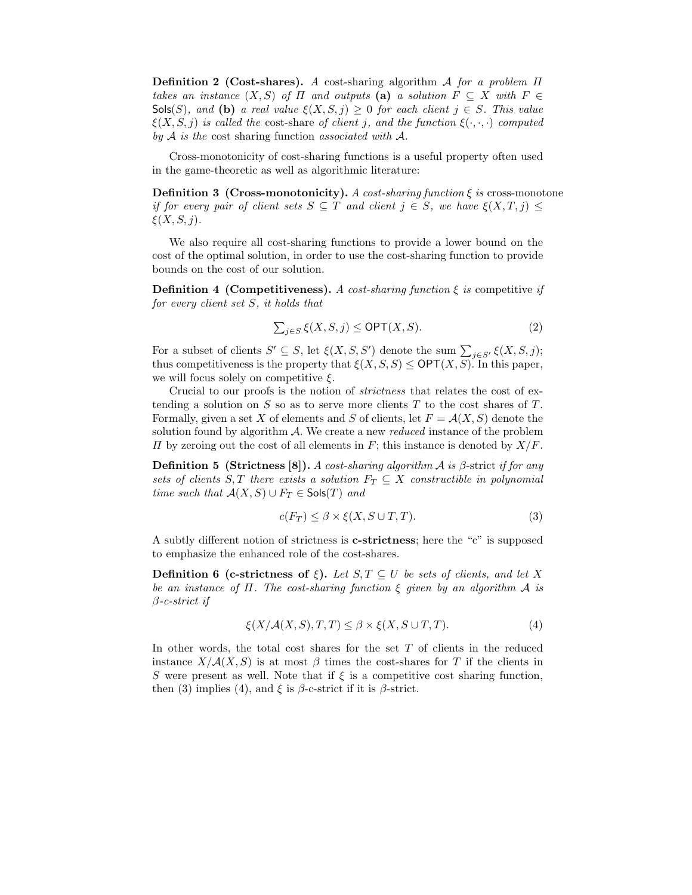**Definition 2 (Cost-shares).** *A* cost-sharing algorithm $\mathcal{A}$ *for a problem* $\Pi$ *takes an instance* $(X, S)$ *of* $\Pi$ *and outputs* **(a)** *a solution* $F \subseteq X$ *with* $F \in \mathsf{Sols}(S)$*, and* **(b)** *a real value* $\xi(X, S, j) \geq 0$ *for each client* $j \in S$*. This value* $\xi(X, S, j)$ *is called the* cost-share *of client* $j$*, and the function* $\xi(\cdot, \cdot, \cdot)$ *computed by* $\mathcal{A}$ *is the* cost sharing function *associated with* $\mathcal{A}$*.*

Cross-monotonicity of cost-sharing functions is a useful property often used in the game-theoretic as well as algorithmic literature:

**Definition 3 (Cross-monotonicity).** *A cost-sharing function* $\xi$ *is* cross-monotone *if for every pair of client sets* $S \subseteq T$ *and client* $j \in S$*, we have* $\xi(X, T, j) \leq \xi(X, S, j)$*.*

We also require all cost-sharing functions to provide a lower bound on the cost of the optimal solution, in order to use the cost-sharing function to provide bounds on the cost of our solution.

**Definition 4 (Competitiveness).** *A cost-sharing function* $\xi$ *is* competitive *if for every client set* $S$*, it holds that*

$$\textstyle\sum_{j \in S} \xi(X, S, j) \leq \mathsf{OPT}(X, S). \tag{2}$$

For a subset of clients $S' \subseteq S$, let $\xi(X, S, S')$ denote the sum $\sum_{j \in S'} \xi(X, S, j)$; thus competitiveness is the property that $\xi(X, S, S) \leq \mathsf{OPT}(X, S)$. In this paper, we will focus solely on competitive $\xi$.

Crucial to our proofs is the notion of *strictness* that relates the cost of extending a solution on $S$ so as to serve more clients $T$ to the cost shares of $T$. Formally, given a set $X$ of elements and $S$ of clients, let $F = \mathcal{A}(X, S)$ denote the solution found by algorithm $\mathcal{A}$. We create a new *reduced* instance of the problem $\Pi$ by zeroing out the cost of all elements in $F$; this instance is denoted by $X/F$.

**Definition 5 (Strictness [8]).** *A cost-sharing algorithm* $\mathcal{A}$ *is* $\beta$-strict *if for any sets of clients* $S, T$ *there exists a solution* $F_T \subseteq X$ *constructible in polynomial time such that* $\mathcal{A}(X, S) \cup F_T \in \mathsf{Sols}(T)$ *and*

$$c(F_T) \leq \beta \times \xi(X, S \cup T, T). \tag{3}$$

A subtly different notion of strictness is **c-strictness**; here the "c" is supposed to emphasize the enhanced role of the cost-shares.

**Definition 6 (c-strictness of $\xi$).** *Let* $S, T \subseteq U$ *be sets of clients, and let* $X$ *be an instance of* $\Pi$*. The cost-sharing function* $\xi$ *given by an algorithm* $\mathcal{A}$ *is* $\beta$*-c-strict if*

$$\xi(X/\mathcal{A}(X, S), T, T) \leq \beta \times \xi(X, S \cup T, T). \tag{4}$$

In other words, the total cost shares for the set $T$ of clients in the reduced instance $X/\mathcal{A}(X, S)$ is at most $\beta$ times the cost-shares for $T$ if the clients in $S$ were present as well. Note that if $\xi$ is a competitive cost sharing function, then (3) implies (4), and $\xi$ is $\beta$-c-strict if it is $\beta$-strict.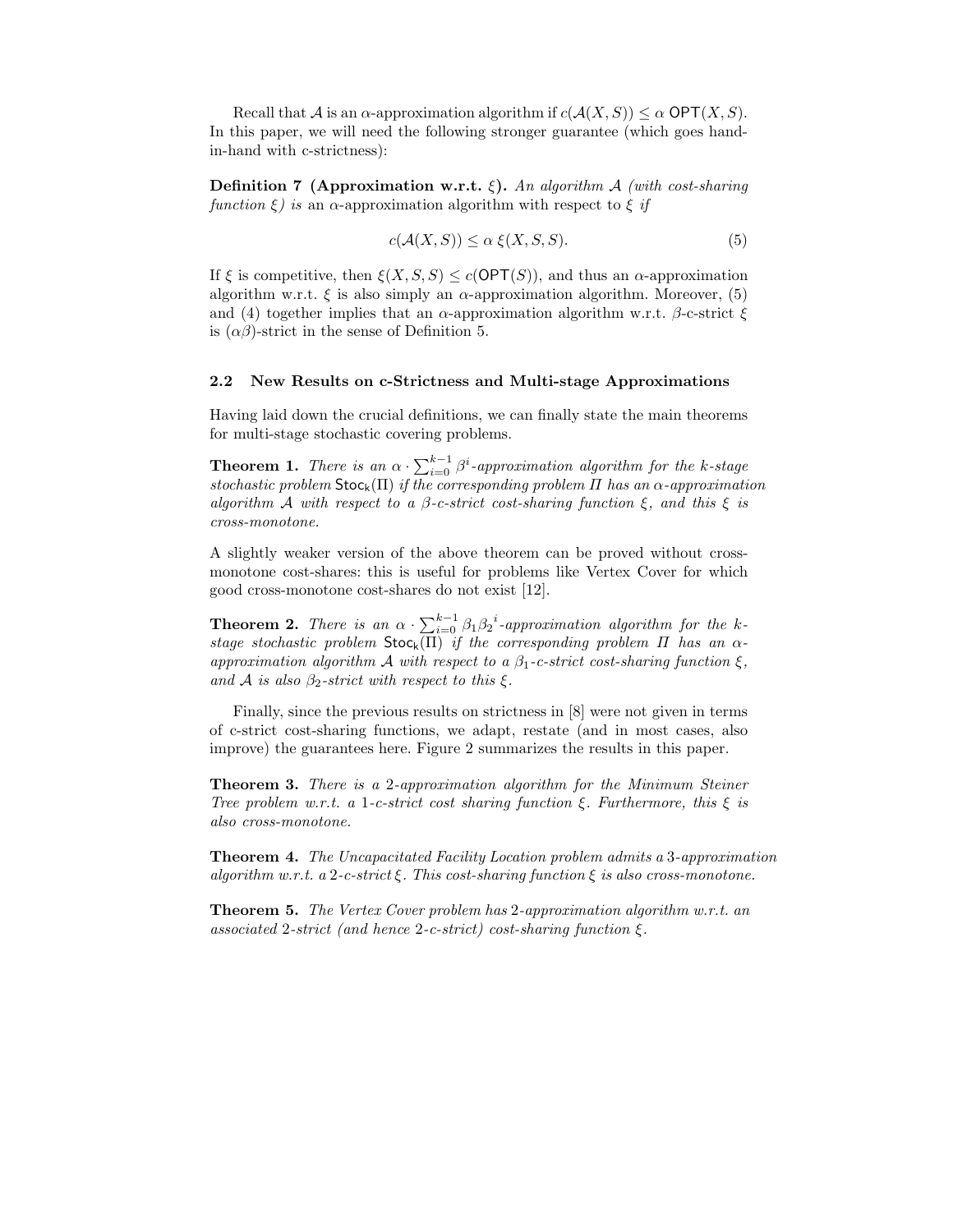Recall that $\mathcal{A}$ is an $\alpha$-approximation algorithm if $c(\mathcal{A}(X,S)) \leq \alpha\ \mathsf{OPT}(X,S)$. In this paper, we will need the following stronger guarantee (which goes hand-in-hand with c-strictness):

**Definition 7 (Approximation w.r.t. $\xi$).** *An algorithm $\mathcal{A}$ (with cost-sharing function $\xi$) is* an $\alpha$-approximation algorithm with respect to $\xi$ *if*

$$c(\mathcal{A}(X,S)) \leq \alpha\ \xi(X,S,S). \tag{5}$$

If $\xi$ is competitive, then $\xi(X,S,S) \leq c(\mathsf{OPT}(S))$, and thus an $\alpha$-approximation algorithm w.r.t. $\xi$ is also simply an $\alpha$-approximation algorithm. Moreover, (5) and (4) together implies that an $\alpha$-approximation algorithm w.r.t. $\beta$-c-strict $\xi$ is $(\alpha\beta)$-strict in the sense of Definition 5.

### 2.2 New Results on c-Strictness and Multi-stage Approximations

Having laid down the crucial definitions, we can finally state the main theorems for multi-stage stochastic covering problems.

**Theorem 1.** *There is an $\alpha \cdot \sum_{i=0}^{k-1} \beta^i$-approximation algorithm for the $k$-stage stochastic problem $\mathsf{Stoc_k}(\Pi)$ if the corresponding problem $\Pi$ has an $\alpha$-approximation algorithm $\mathcal{A}$ with respect to a $\beta$-c-strict cost-sharing function $\xi$, and this $\xi$ is cross-monotone.*

A slightly weaker version of the above theorem can be proved without cross-monotone cost-shares: this is useful for problems like Vertex Cover for which good cross-monotone cost-shares do not exist [12].

**Theorem 2.** *There is an $\alpha \cdot \sum_{i=0}^{k-1} \beta_1 {\beta_2}^i$-approximation algorithm for the $k$-stage stochastic problem $\mathsf{Stoc_k}(\Pi)$ if the corresponding problem $\Pi$ has an $\alpha$-approximation algorithm $\mathcal{A}$ with respect to a $\beta_1$-c-strict cost-sharing function $\xi$, and $\mathcal{A}$ is also $\beta_2$-strict with respect to this $\xi$.*

Finally, since the previous results on strictness in [8] were not given in terms of c-strict cost-sharing functions, we adapt, restate (and in most cases, also improve) the guarantees here. Figure 2 summarizes the results in this paper.

**Theorem 3.** *There is a 2-approximation algorithm for the Minimum Steiner Tree problem w.r.t. a 1-c-strict cost sharing function $\xi$. Furthermore, this $\xi$ is also cross-monotone.*

**Theorem 4.** *The Uncapacitated Facility Location problem admits a 3-approximation algorithm w.r.t. a 2-c-strict $\xi$. This cost-sharing function $\xi$ is also cross-monotone.*

**Theorem 5.** *The Vertex Cover problem has 2-approximation algorithm w.r.t. an associated 2-strict (and hence 2-c-strict) cost-sharing function $\xi$.*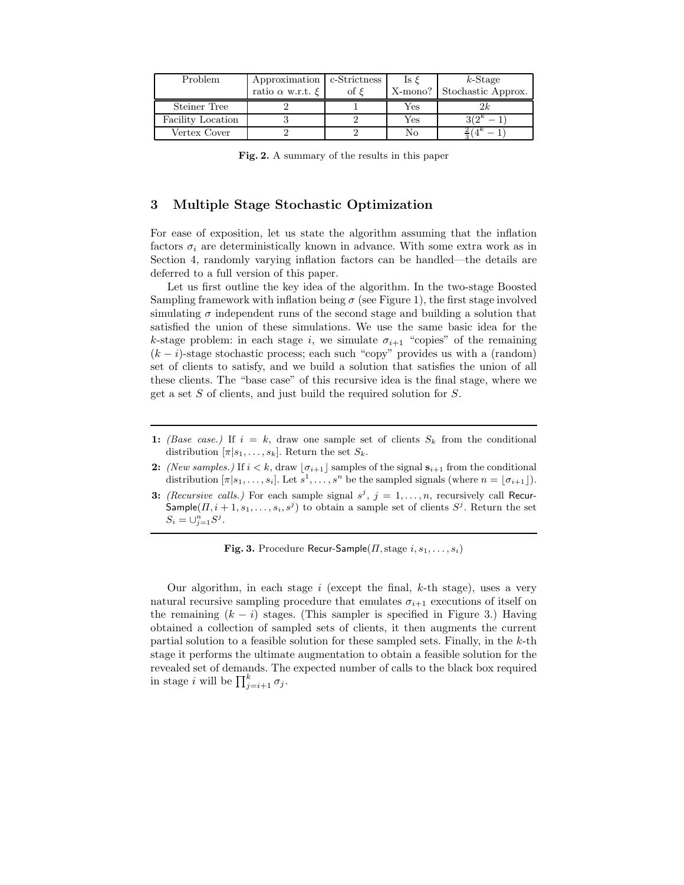| Problem | Approximation ratio $\alpha$ w.r.t. $\xi$ | c-Strictness of $\xi$ | Is $\xi$ X-mono? | $k$-Stage Stochastic Approx. |
| --- | --- | --- | --- | --- |
| Steiner Tree | 2 | 1 | Yes | $2k$ |
| Facility Location | 3 | 2 | Yes | $3(2^k - 1)$ |
| Vertex Cover | 2 | 2 | No | $\frac{2}{3}(4^k - 1)$ |

**Fig. 2.** A summary of the results in this paper

## 3 Multiple Stage Stochastic Optimization

For ease of exposition, let us state the algorithm assuming that the inflation factors $\sigma_i$ are deterministically known in advance. With some extra work as in Section 4, randomly varying inflation factors can be handled—the details are deferred to a full version of this paper.

Let us first outline the key idea of the algorithm. In the two-stage Boosted Sampling framework with inflation being $\sigma$ (see Figure 1), the first stage involved simulating $\sigma$ independent runs of the second stage and building a solution that satisfied the union of these simulations. We use the same basic idea for the $k$-stage problem: in each stage $i$, we simulate $\sigma_{i+1}$ "copies" of the remaining $(k-i)$-stage stochastic process; each such "copy" provides us with a (random) set of clients to satisfy, and we build a solution that satisfies the union of all these clients. The "base case" of this recursive idea is the final stage, where we get a set $S$ of clients, and just build the required solution for $S$.

---

**1:** *(Base case.)* If $i = k$, draw one sample set of clients $S_k$ from the conditional distribution $[\pi | s_1, \ldots, s_k]$. Return the set $S_k$.

**2:** *(New samples.)* If $i < k$, draw $\lfloor \sigma_{i+1} \rfloor$ samples of the signal $\mathbf{s}_{i+1}$ from the conditional distribution $[\pi | s_1, \ldots, s_i]$. Let $s^1, \ldots, s^n$ be the sampled signals (where $n = \lfloor \sigma_{i+1} \rfloor$).

**3:** *(Recursive calls.)* For each sample signal $s^j$, $j = 1, \ldots, n$, recursively call Recur-Sample$(\Pi, i+1, s_1, \ldots, s_i, s^j)$ to obtain a sample set of clients $S^j$. Return the set $S_i = \cup_{j=1}^{n} S^j$.

---

**Fig. 3.** Procedure Recur-Sample$(\Pi, \text{stage } i, s_1, \ldots, s_i)$

Our algorithm, in each stage $i$ (except the final, $k$-th stage), uses a very natural recursive sampling procedure that emulates $\sigma_{i+1}$ executions of itself on the remaining $(k-i)$ stages. (This sampler is specified in Figure 3.) Having obtained a collection of sampled sets of clients, it then augments the current partial solution to a feasible solution for these sampled sets. Finally, in the $k$-th stage it performs the ultimate augmentation to obtain a feasible solution for the revealed set of demands. The expected number of calls to the black box required in stage $i$ will be $\prod_{j=i+1}^{k} \sigma_j$.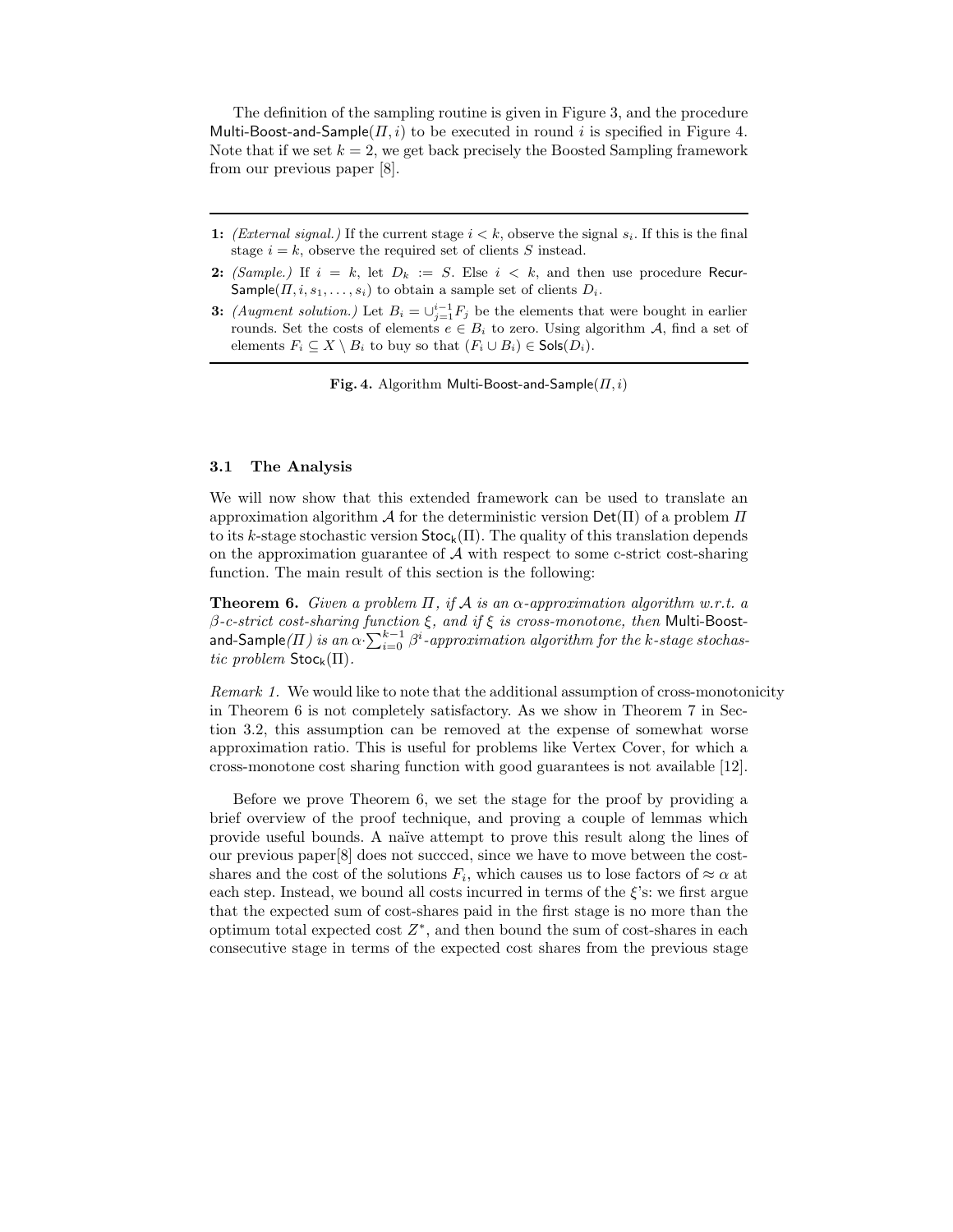The definition of the sampling routine is given in Figure 3, and the procedure Multi-Boost-and-Sample($\Pi, i$) to be executed in round $i$ is specified in Figure 4. Note that if we set $k = 2$, we get back precisely the Boosted Sampling framework from our previous paper [8].

---

**1:** *(External signal.)* If the current stage $i < k$, observe the signal $s_i$. If this is the final stage $i = k$, observe the required set of clients $S$ instead.

**2:** *(Sample.)* If $i = k$, let $D_k := S$. Else $i < k$, and then use procedure Recur-Sample($\Pi, i, s_1, \ldots, s_i$) to obtain a sample set of clients $D_i$.

**3:** *(Augment solution.)* Let $B_i = \cup_{j=1}^{i-1} F_j$ be the elements that were bought in earlier rounds. Set the costs of elements $e \in B_i$ to zero. Using algorithm $\mathcal{A}$, find a set of elements $F_i \subseteq X \setminus B_i$ to buy so that $(F_i \cup B_i) \in \mathsf{Sols}(D_i)$.

---

**Fig. 4.** Algorithm Multi-Boost-and-Sample($\Pi, i$)

### 3.1 The Analysis

We will now show that this extended framework can be used to translate an approximation algorithm $\mathcal{A}$ for the deterministic version $\mathsf{Det}(\Pi)$ of a problem $\Pi$ to its $k$-stage stochastic version $\mathsf{Stoc_k}(\Pi)$. The quality of this translation depends on the approximation guarantee of $\mathcal{A}$ with respect to some c-strict cost-sharing function. The main result of this section is the following:

**Theorem 6.** *Given a problem $\Pi$, if $\mathcal{A}$ is an $\alpha$-approximation algorithm w.r.t. a $\beta$-c-strict cost-sharing function $\xi$, and if $\xi$ is cross-monotone, then* Multi-Boost-and-Sample*($\Pi$) is an $\alpha \cdot \sum_{i=0}^{k-1} \beta^i$-approximation algorithm for the k-stage stochastic problem $\mathsf{Stoc_k}(\Pi)$.*

*Remark 1.* We would like to note that the additional assumption of cross-monotonicity in Theorem 6 is not completely satisfactory. As we show in Theorem 7 in Section 3.2, this assumption can be removed at the expense of somewhat worse approximation ratio. This is useful for problems like Vertex Cover, for which a cross-monotone cost sharing function with good guarantees is not available [12].

Before we prove Theorem 6, we set the stage for the proof by providing a brief overview of the proof technique, and proving a couple of lemmas which provide useful bounds. A naïve attempt to prove this result along the lines of our previous paper[8] does not succced, since we have to move between the cost-shares and the cost of the solutions $F_i$, which causes us to lose factors of $\approx \alpha$ at each step. Instead, we bound all costs incurred in terms of the $\xi$'s: we first argue that the expected sum of cost-shares paid in the first stage is no more than the optimum total expected cost $Z^*$, and then bound the sum of cost-shares in each consecutive stage in terms of the expected cost shares from the previous stage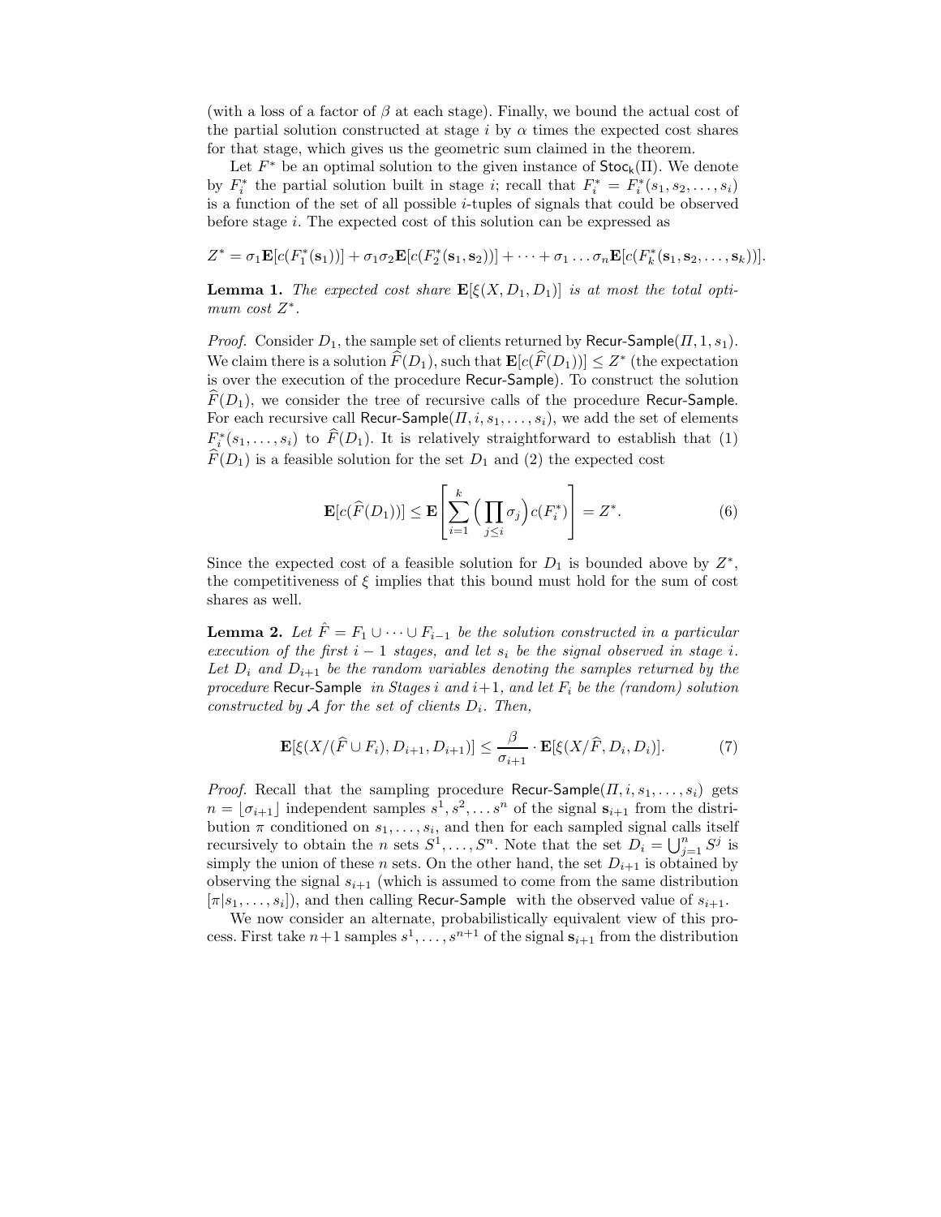(with a loss of a factor of $\beta$ at each stage). Finally, we bound the actual cost of the partial solution constructed at stage $i$ by $\alpha$ times the expected cost shares for that stage, which gives us the geometric sum claimed in the theorem.

Let $F^*$ be an optimal solution to the given instance of $\mathsf{Stoc_k}(\Pi)$. We denote by $F_i^*$ the partial solution built in stage $i$; recall that $F_i^* = F_i^*(s_1, s_2, \ldots, s_i)$ is a function of the set of all possible $i$-tuples of signals that could be observed before stage $i$. The expected cost of this solution can be expressed as

$$Z^* = \sigma_1 \mathbf{E}[c(F_1^*(\mathbf{s}_1))] + \sigma_1\sigma_2 \mathbf{E}[c(F_2^*(\mathbf{s}_1, \mathbf{s}_2))] + \cdots + \sigma_1 \ldots \sigma_n \mathbf{E}[c(F_k^*(\mathbf{s}_1, \mathbf{s}_2, \ldots, \mathbf{s}_k))].$$

**Lemma 1.** *The expected cost share $\mathbf{E}[\xi(X, D_1, D_1)]$ is at most the total optimum cost $Z^*$.*

*Proof.* Consider $D_1$, the sample set of clients returned by $\mathsf{Recur\text{-}Sample}(\Pi, 1, s_1)$. We claim there is a solution $\widehat{F}(D_1)$, such that $\mathbf{E}[c(\widehat{F}(D_1))] \leq Z^*$ (the expectation is over the execution of the procedure $\mathsf{Recur\text{-}Sample}$). To construct the solution $\widehat{F}(D_1)$, we consider the tree of recursive calls of the procedure $\mathsf{Recur\text{-}Sample}$. For each recursive call $\mathsf{Recur\text{-}Sample}(\Pi, i, s_1, \ldots, s_i)$, we add the set of elements $F_i^*(s_1, \ldots, s_i)$ to $\widehat{F}(D_1)$. It is relatively straightforward to establish that (1) $\widehat{F}(D_1)$ is a feasible solution for the set $D_1$ and (2) the expected cost

$$\mathbf{E}[c(\widehat{F}(D_1))] \leq \mathbf{E}\left[\sum_{i=1}^{k} \Big(\prod_{j \leq i} \sigma_j\Big) c(F_i^*)\right] = Z^*. \tag{6}$$

Since the expected cost of a feasible solution for $D_1$ is bounded above by $Z^*$, the competitiveness of $\xi$ implies that this bound must hold for the sum of cost shares as well.

**Lemma 2.** *Let $\hat{F} = F_1 \cup \cdots \cup F_{i-1}$ be the solution constructed in a particular execution of the first $i-1$ stages, and let $s_i$ be the signal observed in stage $i$. Let $D_i$ and $D_{i+1}$ be the random variables denoting the samples returned by the procedure* $\mathsf{Recur\text{-}Sample}$ *in Stages $i$ and $i+1$, and let $F_i$ be the (random) solution constructed by $\mathcal{A}$ for the set of clients $D_i$. Then,*

$$\mathbf{E}[\xi(X/(\widehat{F} \cup F_i), D_{i+1}, D_{i+1})] \leq \frac{\beta}{\sigma_{i+1}} \cdot \mathbf{E}[\xi(X/\widehat{F}, D_i, D_i)]. \tag{7}$$

*Proof.* Recall that the sampling procedure $\mathsf{Recur\text{-}Sample}(\Pi, i, s_1, \ldots, s_i)$ gets $n = \lfloor \sigma_{i+1} \rfloor$ independent samples $s^1, s^2, \ldots s^n$ of the signal $\mathbf{s}_{i+1}$ from the distribution $\pi$ conditioned on $s_1, \ldots, s_i$, and then for each sampled signal calls itself recursively to obtain the $n$ sets $S^1, \ldots, S^n$. Note that the set $D_i = \bigcup_{j=1}^{n} S^j$ is simply the union of these $n$ sets. On the other hand, the set $D_{i+1}$ is obtained by observing the signal $s_{i+1}$ (which is assumed to come from the same distribution $[\pi | s_1, \ldots, s_i]$), and then calling $\mathsf{Recur\text{-}Sample}$ with the observed value of $s_{i+1}$.

We now consider an alternate, probabilistically equivalent view of this process. First take $n+1$ samples $s^1, \ldots, s^{n+1}$ of the signal $\mathbf{s}_{i+1}$ from the distribution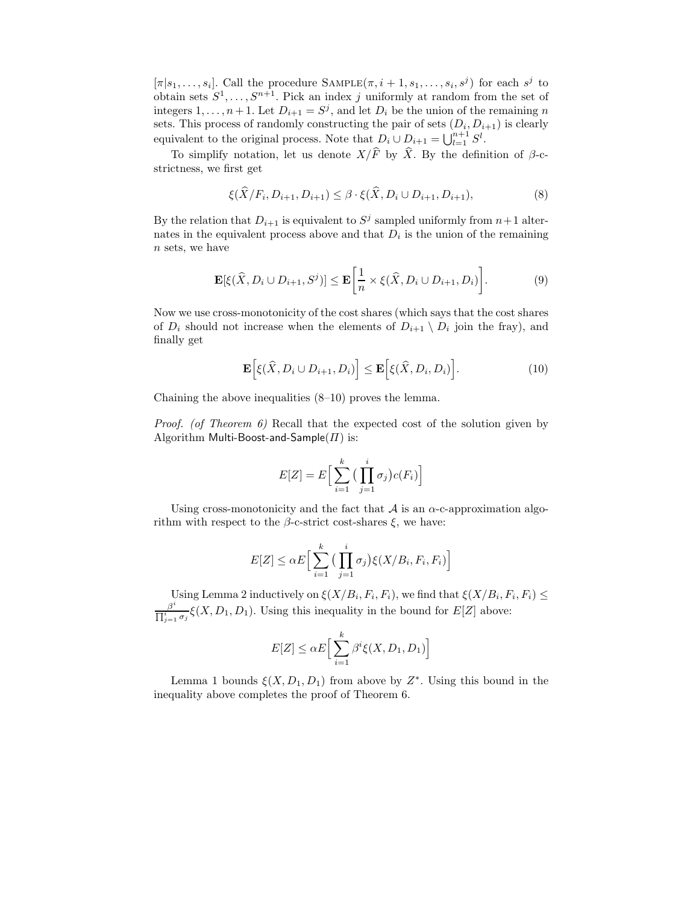$[\pi|s_1, \ldots, s_i]$. Call the procedure SAMPLE($\pi, i+1, s_1, \ldots, s_i, s^j$) for each $s^j$ to obtain sets $S^1, \ldots, S^{n+1}$. Pick an index $j$ uniformly at random from the set of integers $1, \ldots, n+1$. Let $D_{i+1} = S^j$, and let $D_i$ be the union of the remaining $n$ sets. This process of randomly constructing the pair of sets $(D_i, D_{i+1})$ is clearly equivalent to the original process. Note that $D_i \cup D_{i+1} = \bigcup_{l=1}^{n+1} S^l$.

To simplify notation, let us denote $X/\widehat{F}$ by $\widehat{X}$. By the definition of $\beta$-c-strictness, we first get

$$\xi(\widehat{X}/F_i, D_{i+1}, D_{i+1}) \leq \beta \cdot \xi(\widehat{X}, D_i \cup D_{i+1}, D_{i+1}), \tag{8}$$

By the relation that $D_{i+1}$ is equivalent to $S^j$ sampled uniformly from $n+1$ alternates in the equivalent process above and that $D_i$ is the union of the remaining $n$ sets, we have

$$\mathbf{E}[\xi(\widehat{X}, D_i \cup D_{i+1}, S^j)] \leq \mathbf{E}\left[\frac{1}{n} \times \xi(\widehat{X}, D_i \cup D_{i+1}, D_i)\right]. \tag{9}$$

Now we use cross-monotonicity of the cost shares (which says that the cost shares of $D_i$ should not increase when the elements of $D_{i+1} \setminus D_i$ join the fray), and finally get

$$\mathbf{E}\Big[\xi(\widehat{X}, D_i \cup D_{i+1}, D_i)\Big] \leq \mathbf{E}\Big[\xi(\widehat{X}, D_i, D_i)\Big]. \tag{10}$$

Chaining the above inequalities (8–10) proves the lemma.

*Proof. (of Theorem 6)* Recall that the expected cost of the solution given by Algorithm Multi-Boost-and-Sample($\Pi$) is:

$$E[Z] = E\Big[\sum_{i=1}^{k} \big(\prod_{j=1}^{i} \sigma_j\big) c(F_i)\Big]$$

Using cross-monotonicity and the fact that $\mathcal{A}$ is an $\alpha$-c-approximation algorithm with respect to the $\beta$-c-strict cost-shares $\xi$, we have:

$$E[Z] \leq \alpha E\Big[\sum_{i=1}^{k} \big(\prod_{j=1}^{i} \sigma_j\big) \xi(X/B_i, F_i, F_i)\Big]$$

Using Lemma 2 inductively on $\xi(X/B_i, F_i, F_i)$, we find that $\xi(X/B_i, F_i, F_i) \leq \frac{\beta^i}{\prod_{j=1}^{i} \sigma_j} \xi(X, D_1, D_1)$. Using this inequality in the bound for $E[Z]$ above:

$$E[Z] \leq \alpha E\Big[\sum_{i=1}^{k} \beta^i \xi(X, D_1, D_1)\Big]$$

Lemma 1 bounds $\xi(X, D_1, D_1)$ from above by $Z^*$. Using this bound in the inequality above completes the proof of Theorem 6.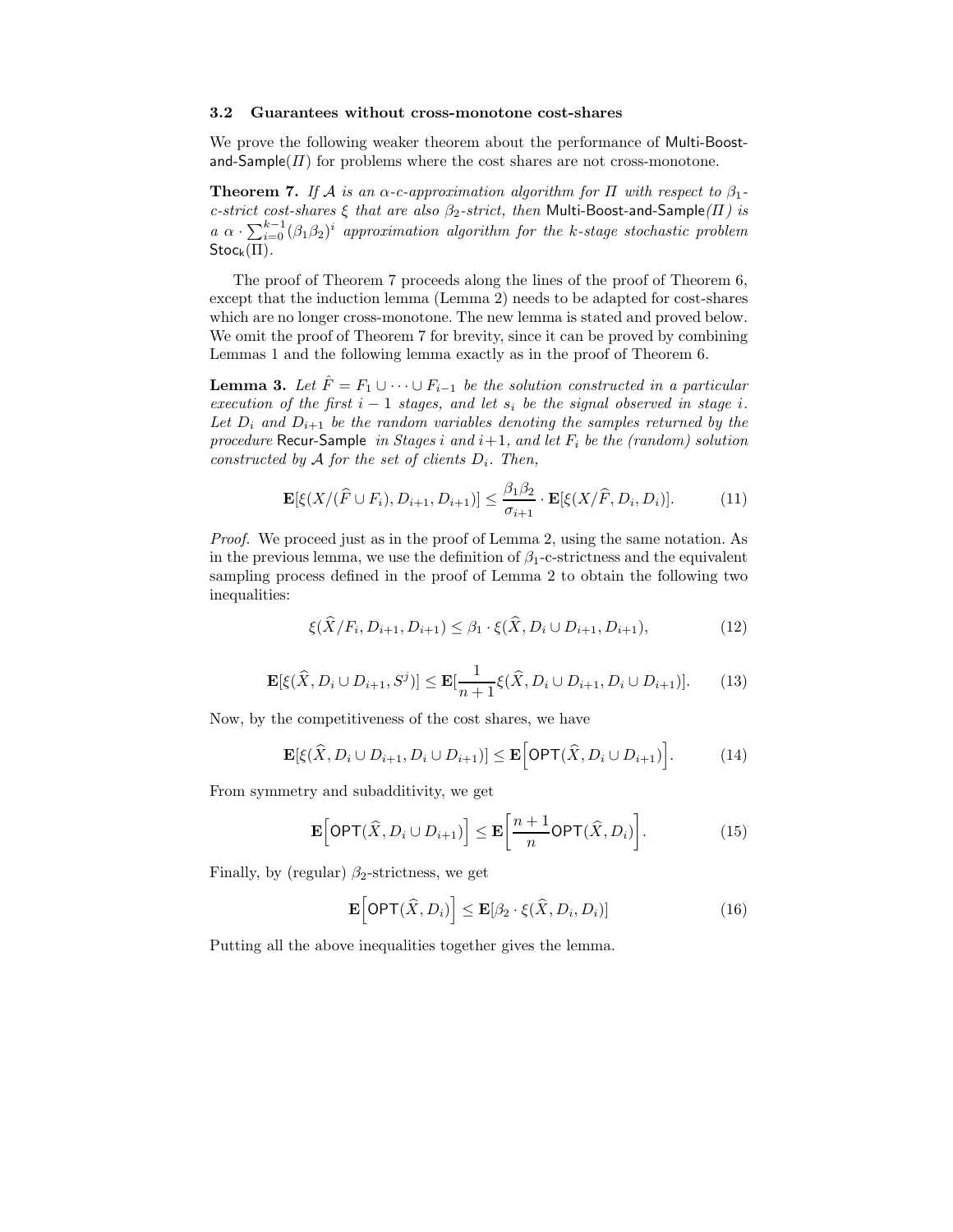### 3.2 Guarantees without cross-monotone cost-shares

We prove the following weaker theorem about the performance of Multi-Boost-and-Sample($\Pi$) for problems where the cost shares are not cross-monotone.

**Theorem 7.** *If $\mathcal{A}$ is an $\alpha$-c-approximation algorithm for $\Pi$ with respect to $\beta_1$-c-strict cost-shares $\xi$ that are also $\beta_2$-strict, then* Multi-Boost-and-Sample*($\Pi$) is a $\alpha \cdot \sum_{i=0}^{k-1}(\beta_1\beta_2)^i$ approximation algorithm for the k-stage stochastic problem* $\mathsf{Stoc_k}(\Pi)$.

The proof of Theorem 7 proceeds along the lines of the proof of Theorem 6, except that the induction lemma (Lemma 2) needs to be adapted for cost-shares which are no longer cross-monotone. The new lemma is stated and proved below. We omit the proof of Theorem 7 for brevity, since it can be proved by combining Lemmas 1 and the following lemma exactly as in the proof of Theorem 6.

**Lemma 3.** *Let $\hat{F} = F_1 \cup \cdots \cup F_{i-1}$ be the solution constructed in a particular execution of the first $i-1$ stages, and let $s_i$ be the signal observed in stage $i$. Let $D_i$ and $D_{i+1}$ be the random variables denoting the samples returned by the procedure* Recur-Sample *in Stages $i$ and $i+1$, and let $F_i$ be the (random) solution constructed by $\mathcal{A}$ for the set of clients $D_i$. Then,*

$$\mathbf{E}[\xi(X/(\widehat{F} \cup F_i), D_{i+1}, D_{i+1})] \leq \frac{\beta_1\beta_2}{\sigma_{i+1}} \cdot \mathbf{E}[\xi(X/\widehat{F}, D_i, D_i)]. \tag{11}$$

*Proof.* We proceed just as in the proof of Lemma 2, using the same notation. As in the previous lemma, we use the definition of $\beta_1$-c-strictness and the equivalent sampling process defined in the proof of Lemma 2 to obtain the following two inequalities:

$$\xi(\widehat{X}/F_i, D_{i+1}, D_{i+1}) \leq \beta_1 \cdot \xi(\widehat{X}, D_i \cup D_{i+1}, D_{i+1}), \tag{12}$$

$$\mathbf{E}[\xi(\widehat{X}, D_i \cup D_{i+1}, S^j)] \leq \mathbf{E}[\frac{1}{n+1}\xi(\widehat{X}, D_i \cup D_{i+1}, D_i \cup D_{i+1})]. \tag{13}$$

Now, by the competitiveness of the cost shares, we have

$$\mathbf{E}[\xi(\widehat{X}, D_i \cup D_{i+1}, D_i \cup D_{i+1})] \leq \mathbf{E}\Big[\mathsf{OPT}(\widehat{X}, D_i \cup D_{i+1})\Big]. \tag{14}$$

From symmetry and subadditivity, we get

$$\mathbf{E}\Big[\mathsf{OPT}(\widehat{X}, D_i \cup D_{i+1})\Big] \leq \mathbf{E}\Big[\frac{n+1}{n}\mathsf{OPT}(\widehat{X}, D_i)\Big]. \tag{15}$$

Finally, by (regular) $\beta_2$-strictness, we get

$$\mathbf{E}\Big[\mathsf{OPT}(\widehat{X}, D_i)\Big] \leq \mathbf{E}[\beta_2 \cdot \xi(\widehat{X}, D_i, D_i)] \tag{16}$$

Putting all the above inequalities together gives the lemma.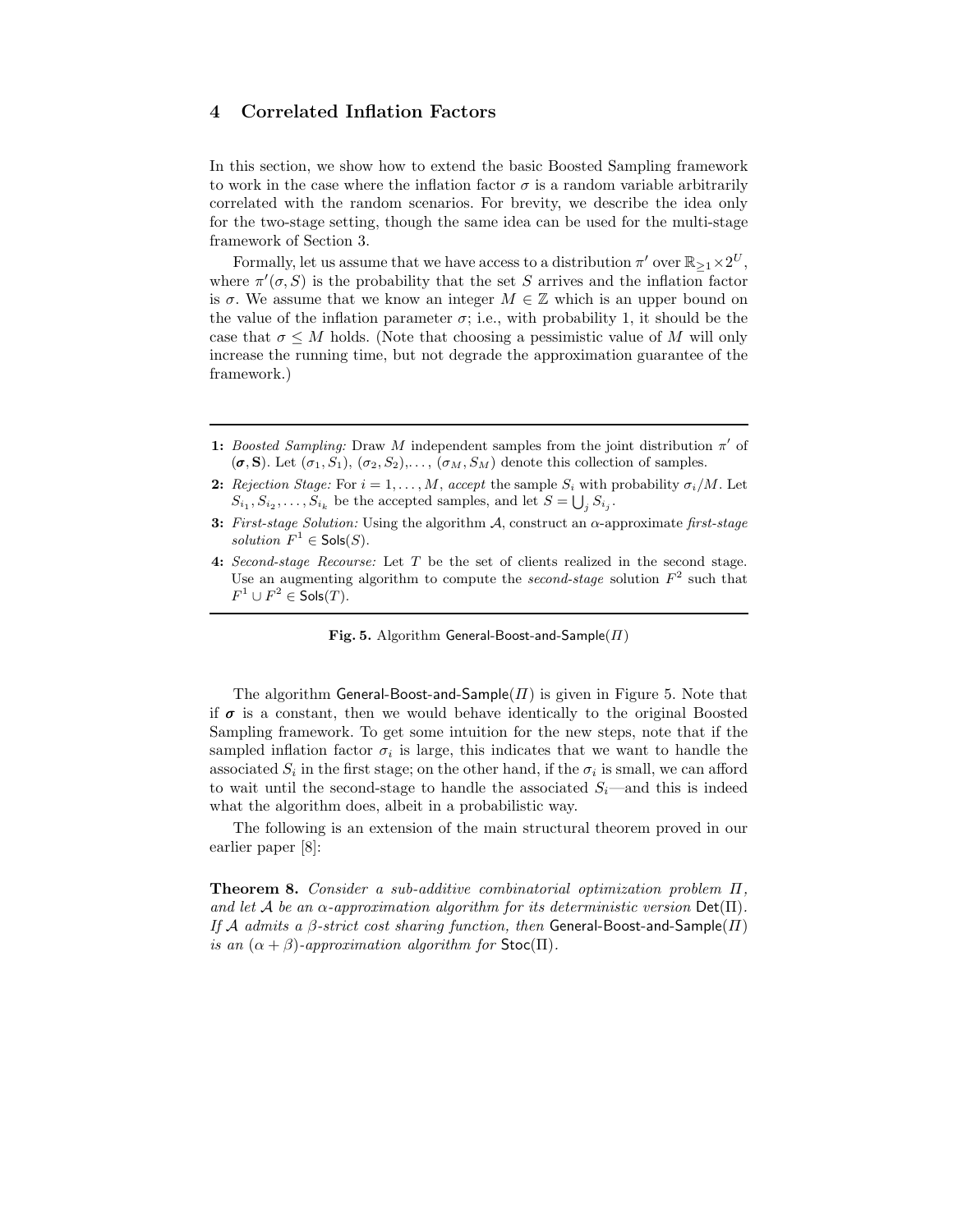## 4 Correlated Inflation Factors

In this section, we show how to extend the basic Boosted Sampling framework to work in the case where the inflation factor $\sigma$ is a random variable arbitrarily correlated with the random scenarios. For brevity, we describe the idea only for the two-stage setting, though the same idea can be used for the multi-stage framework of Section 3.

Formally, let us assume that we have access to a distribution $\pi'$ over $\mathbb{R}_{\geq 1} \times 2^U$, where $\pi'(\sigma, S)$ is the probability that the set $S$ arrives and the inflation factor is $\sigma$. We assume that we know an integer $M \in \mathbb{Z}$ which is an upper bound on the value of the inflation parameter $\sigma$; i.e., with probability 1, it should be the case that $\sigma \leq M$ holds. (Note that choosing a pessimistic value of $M$ will only increase the running time, but not degrade the approximation guarantee of the framework.)

---

**1:** *Boosted Sampling:* Draw $M$ independent samples from the joint distribution $\pi'$ of $(\boldsymbol{\sigma}, \mathbf{S})$. Let $(\sigma_1, S_1)$, $(\sigma_2, S_2)$,..., $(\sigma_M, S_M)$ denote this collection of samples.

**2:** *Rejection Stage:* For $i = 1, \ldots, M$, *accept* the sample $S_i$ with probability $\sigma_i/M$. Let $S_{i_1}, S_{i_2}, \ldots, S_{i_k}$ be the accepted samples, and let $S = \bigcup_j S_{i_j}$.

**3:** *First-stage Solution:* Using the algorithm $\mathcal{A}$, construct an $\alpha$-approximate *first-stage solution* $F^1 \in \mathsf{Sols}(S)$.

**4:** *Second-stage Recourse:* Let $T$ be the set of clients realized in the second stage. Use an augmenting algorithm to compute the *second-stage* solution $F^2$ such that $F^1 \cup F^2 \in \mathsf{Sols}(T)$.

---

**Fig. 5.** Algorithm General-Boost-and-Sample($\Pi$)

The algorithm General-Boost-and-Sample($\Pi$) is given in Figure 5. Note that if $\boldsymbol{\sigma}$ is a constant, then we would behave identically to the original Boosted Sampling framework. To get some intuition for the new steps, note that if the sampled inflation factor $\sigma_i$ is large, this indicates that we want to handle the associated $S_i$ in the first stage; on the other hand, if the $\sigma_i$ is small, we can afford to wait until the second-stage to handle the associated $S_i$—and this is indeed what the algorithm does, albeit in a probabilistic way.

The following is an extension of the main structural theorem proved in our earlier paper [8]:

**Theorem 8.** *Consider a sub-additive combinatorial optimization problem $\Pi$, and let $\mathcal{A}$ be an $\alpha$-approximation algorithm for its deterministic version $\mathsf{Det}(\Pi)$. If $\mathcal{A}$ admits a $\beta$-strict cost sharing function, then* General-Boost-and-Sample($\Pi$) *is an $(\alpha + \beta)$-approximation algorithm for $\mathsf{Stoc}(\Pi)$.*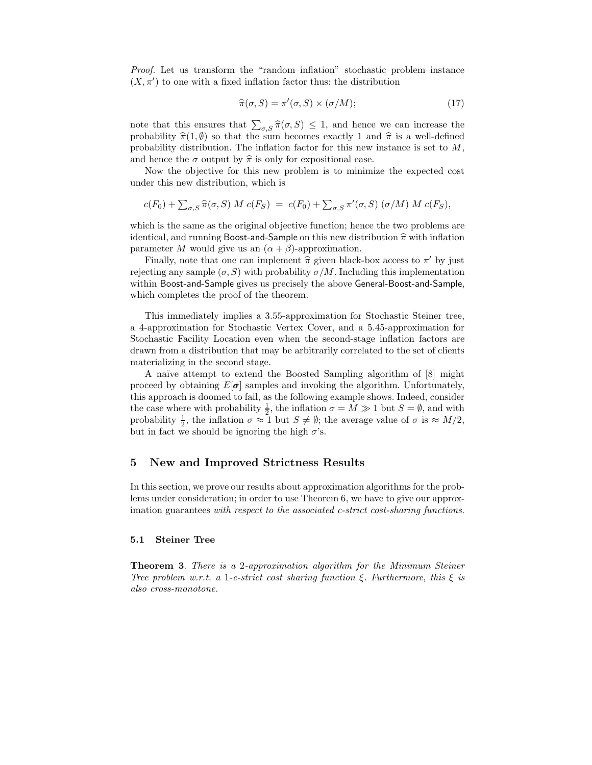*Proof.* Let us transform the "random inflation" stochastic problem instance $(X, \pi')$ to one with a fixed inflation factor thus: the distribution

$$\widehat{\pi}(\sigma, S) = \pi'(\sigma, S) \times (\sigma/M); \tag{17}$$

note that this ensures that $\sum_{\sigma,S} \widehat{\pi}(\sigma, S) \leq 1$, and hence we can increase the probability $\widehat{\pi}(1, \emptyset)$ so that the sum becomes exactly 1 and $\widehat{\pi}$ is a well-defined probability distribution. The inflation factor for this new instance is set to $M$, and hence the $\sigma$ output by $\widehat{\pi}$ is only for expositional ease.

Now the objective for this new problem is to minimize the expected cost under this new distribution, which is

$$c(F_0) + \sum_{\sigma,S} \widehat{\pi}(\sigma, S)\ M\ c(F_S)\ =\ c(F_0) + \sum_{\sigma,S} \pi'(\sigma, S)\ (\sigma/M)\ M\ c(F_S),$$

which is the same as the original objective function; hence the two problems are identical, and running Boost-and-Sample on this new distribution $\widehat{\pi}$ with inflation parameter $M$ would give us an $(\alpha + \beta)$-approximation.

Finally, note that one can implement $\widehat{\pi}$ given black-box access to $\pi'$ by just rejecting any sample $(\sigma, S)$ with probability $\sigma/M$. Including this implementation within Boost-and-Sample gives us precisely the above General-Boost-and-Sample, which completes the proof of the theorem.

This immediately implies a 3.55-approximation for Stochastic Steiner tree, a 4-approximation for Stochastic Vertex Cover, and a 5.45-approximation for Stochastic Facility Location even when the second-stage inflation factors are drawn from a distribution that may be arbitrarily correlated to the set of clients materializing in the second stage.

A naïve attempt to extend the Boosted Sampling algorithm of [8] might proceed by obtaining $E[\boldsymbol{\sigma}]$ samples and invoking the algorithm. Unfortunately, this approach is doomed to fail, as the following example shows. Indeed, consider the case where with probability $\frac{1}{2}$, the inflation $\sigma = M \gg 1$ but $S = \emptyset$, and with probability $\frac{1}{2}$, the inflation $\sigma \approx 1$ but $S \neq \emptyset$; the average value of $\sigma$ is $\approx M/2$, but in fact we should be ignoring the high $\sigma$'s.

## 5 New and Improved Strictness Results

In this section, we prove our results about approximation algorithms for the problems under consideration; in order to use Theorem 6, we have to give our approximation guarantees *with respect to the associated c-strict cost-sharing functions*.

### 5.1 Steiner Tree

**Theorem 3**. *There is a 2-approximation algorithm for the Minimum Steiner Tree problem w.r.t. a 1-c-strict cost sharing function $\xi$. Furthermore, this $\xi$ is also cross-monotone.*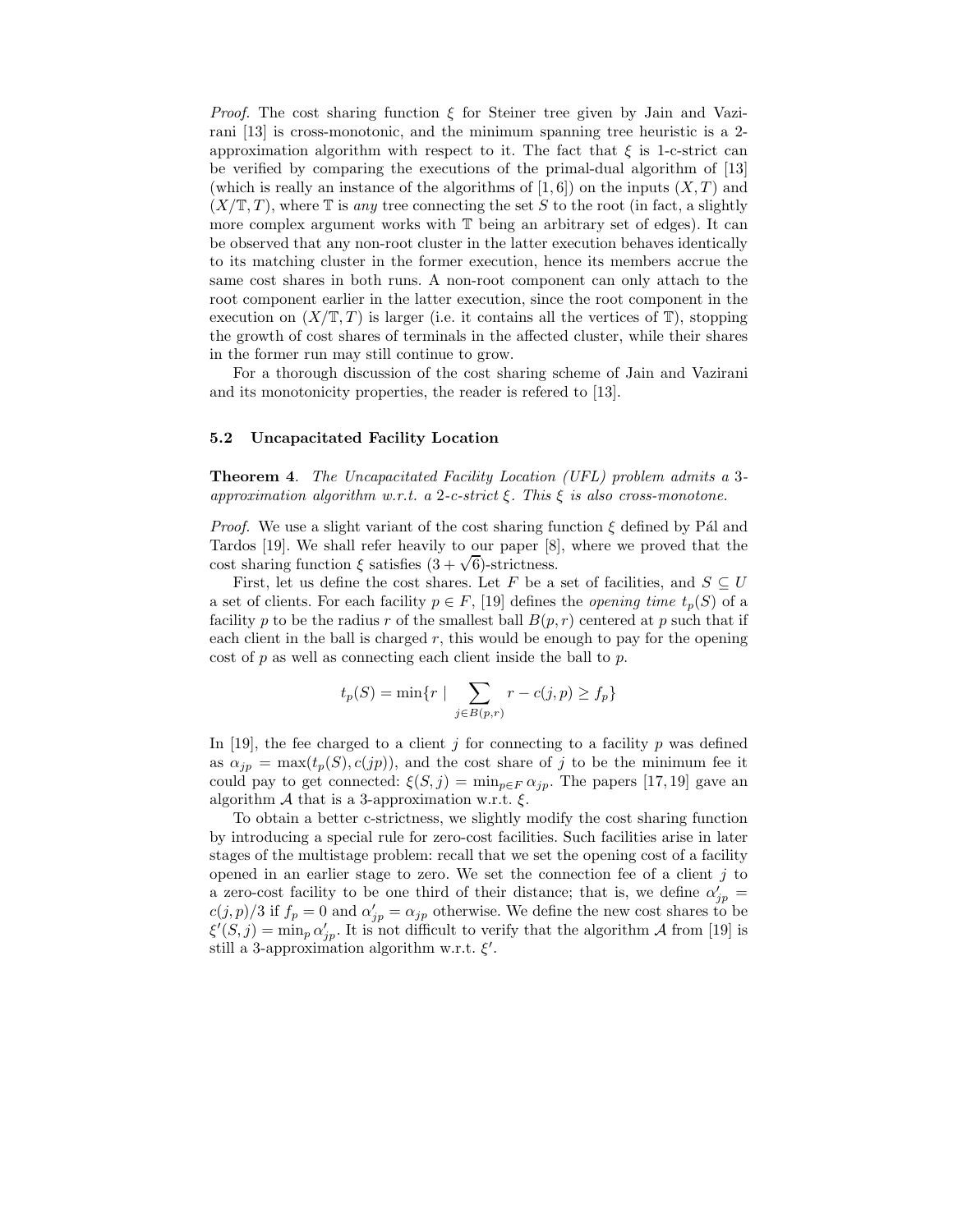*Proof.* The cost sharing function $\xi$ for Steiner tree given by Jain and Vazirani [13] is cross-monotonic, and the minimum spanning tree heuristic is a 2-approximation algorithm with respect to it. The fact that $\xi$ is 1-c-strict can be verified by comparing the executions of the primal-dual algorithm of [13] (which is really an instance of the algorithms of [1, 6]) on the inputs $(X, T)$ and $(X/\mathbb{T}, T)$, where $\mathbb{T}$ is *any* tree connecting the set $S$ to the root (in fact, a slightly more complex argument works with $\mathbb{T}$ being an arbitrary set of edges). It can be observed that any non-root cluster in the latter execution behaves identically to its matching cluster in the former execution, hence its members accrue the same cost shares in both runs. A non-root component can only attach to the root component earlier in the latter execution, since the root component in the execution on $(X/\mathbb{T}, T)$ is larger (i.e. it contains all the vertices of $\mathbb{T}$), stopping the growth of cost shares of terminals in the affected cluster, while their shares in the former run may still continue to grow.

For a thorough discussion of the cost sharing scheme of Jain and Vazirani and its monotonicity properties, the reader is refered to [13].

### 5.2 Uncapacitated Facility Location

**Theorem 4**. *The Uncapacitated Facility Location (UFL) problem admits a 3-approximation algorithm w.r.t. a 2-c-strict $\xi$. This $\xi$ is also cross-monotone.*

*Proof.* We use a slight variant of the cost sharing function $\xi$ defined by Pál and Tardos [19]. We shall refer heavily to our paper [8], where we proved that the cost sharing function $\xi$ satisfies $(3 + \sqrt{6})$-strictness.

First, let us define the cost shares. Let $F$ be a set of facilities, and $S \subseteq U$ a set of clients. For each facility $p \in F$, [19] defines the *opening time* $t_p(S)$ of a facility $p$ to be the radius $r$ of the smallest ball $B(p, r)$ centered at $p$ such that if each client in the ball is charged $r$, this would be enough to pay for the opening cost of $p$ as well as connecting each client inside the ball to $p$.

$$t_p(S) = \min\{r \mid \sum_{j \in B(p,r)} r - c(j, p) \geq f_p\}$$

In [19], the fee charged to a client $j$ for connecting to a facility $p$ was defined as $\alpha_{jp} = \max(t_p(S), c(jp))$, and the cost share of $j$ to be the minimum fee it could pay to get connected: $\xi(S, j) = \min_{p \in F} \alpha_{jp}$. The papers [17, 19] gave an algorithm $\mathcal{A}$ that is a 3-approximation w.r.t. $\xi$.

To obtain a better c-strictness, we slightly modify the cost sharing function by introducing a special rule for zero-cost facilities. Such facilities arise in later stages of the multistage problem: recall that we set the opening cost of a facility opened in an earlier stage to zero. We set the connection fee of a client $j$ to a zero-cost facility to be one third of their distance; that is, we define $\alpha'_{jp} = c(j, p)/3$ if $f_p = 0$ and $\alpha'_{jp} = \alpha_{jp}$ otherwise. We define the new cost shares to be $\xi'(S, j) = \min_p \alpha'_{jp}$. It is not difficult to verify that the algorithm $\mathcal{A}$ from [19] is still a 3-approximation algorithm w.r.t. $\xi'$.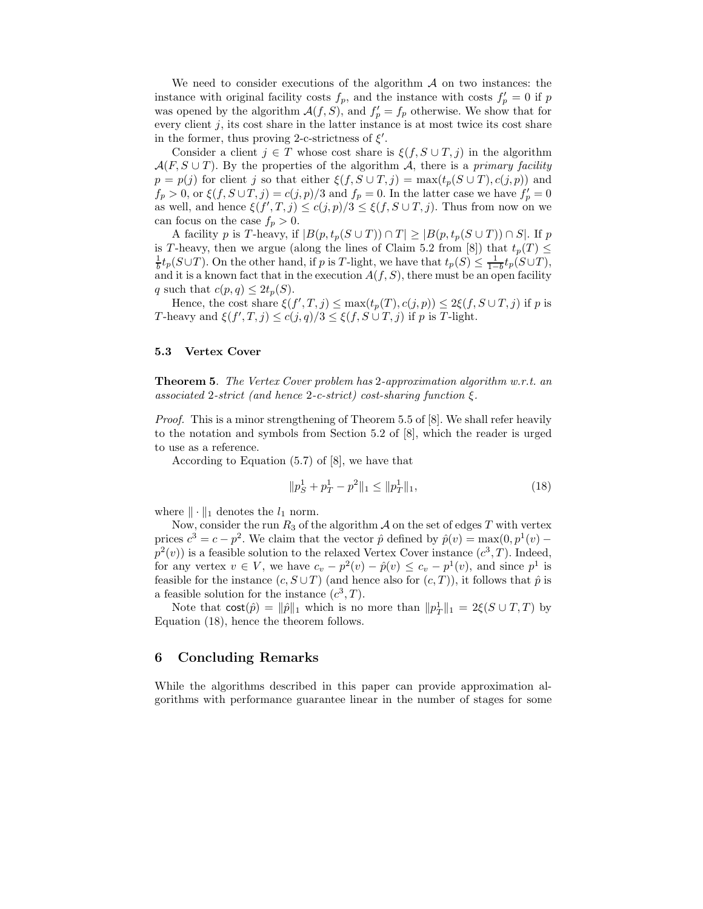We need to consider executions of the algorithm $\mathcal{A}$ on two instances: the instance with original facility costs $f_p$, and the instance with costs $f'_p = 0$ if $p$ was opened by the algorithm $\mathcal{A}(f, S)$, and $f'_p = f_p$ otherwise. We show that for every client $j$, its cost share in the latter instance is at most twice its cost share in the former, thus proving 2-c-strictness of $\xi'$.

Consider a client $j \in T$ whose cost share is $\xi(f, S \cup T, j)$ in the algorithm $\mathcal{A}(F, S \cup T)$. By the properties of the algorithm $\mathcal{A}$, there is a *primary facility* $p = p(j)$ for client $j$ so that either $\xi(f, S \cup T, j) = \max(t_p(S \cup T), c(j, p))$ and $f_p > 0$, or $\xi(f, S \cup T, j) = c(j, p)/3$ and $f_p = 0$. In the latter case we have $f'_p = 0$ as well, and hence $\xi(f', T, j) \le c(j, p)/3 \le \xi(f, S \cup T, j)$. Thus from now on we can focus on the case $f_p > 0$.

A facility $p$ is $T$-heavy, if $|B(p, t_p(S \cup T)) \cap T| \ge |B(p, t_p(S \cup T)) \cap S|$. If $p$ is $T$-heavy, then we argue (along the lines of Claim 5.2 from [8]) that $t_p(T) \le \frac{1}{b} t_p(S \cup T)$. On the other hand, if $p$ is $T$-light, we have that $t_p(S) \le \frac{1}{1-b} t_p(S \cup T)$, and it is a known fact that in the execution $A(f, S)$, there must be an open facility $q$ such that $c(p, q) \le 2t_p(S)$.

Hence, the cost share $\xi(f', T, j) \le \max(t_p(T), c(j, p)) \le 2\xi(f, S \cup T, j)$ if $p$ is $T$-heavy and $\xi(f', T, j) \le c(j, q)/3 \le \xi(f, S \cup T, j)$ if $p$ is $T$-light.

### 5.3 Vertex Cover

**Theorem 5**. *The Vertex Cover problem has* 2*-approximation algorithm w.r.t. an associated* 2*-strict (and hence* 2*-c-strict) cost-sharing function* $\xi$.

*Proof.* This is a minor strengthening of Theorem 5.5 of [8]. We shall refer heavily to the notation and symbols from Section 5.2 of [8], which the reader is urged to use as a reference.

According to Equation (5.7) of [8], we have that

$$\|p^1_S + p^1_T - p^2\|_1 \le \|p^1_T\|_1, \tag{18}$$

where $\|\cdot\|_1$ denotes the $l_1$ norm.

Now, consider the run $R_3$ of the algorithm $\mathcal{A}$ on the set of edges $T$ with vertex prices $c^3 = c - p^2$. We claim that the vector $\hat{p}$ defined by $\hat{p}(v) = \max(0, p^1(v) - p^2(v))$ is a feasible solution to the relaxed Vertex Cover instance $(c^3, T)$. Indeed, for any vertex $v \in V$, we have $c_v - p^2(v) - \hat{p}(v) \le c_v - p^1(v)$, and since $p^1$ is feasible for the instance $(c, S \cup T)$ (and hence also for $(c, T)$), it follows that $\hat{p}$ is a feasible solution for the instance $(c^3, T)$.

Note that $\mathsf{cost}(\hat{p}) = \|\hat{p}\|_1$ which is no more than $\|p^1_T\|_1 = 2\xi(S \cup T, T)$ by Equation (18), hence the theorem follows.

## 6 Concluding Remarks

While the algorithms described in this paper can provide approximation algorithms with performance guarantee linear in the number of stages for some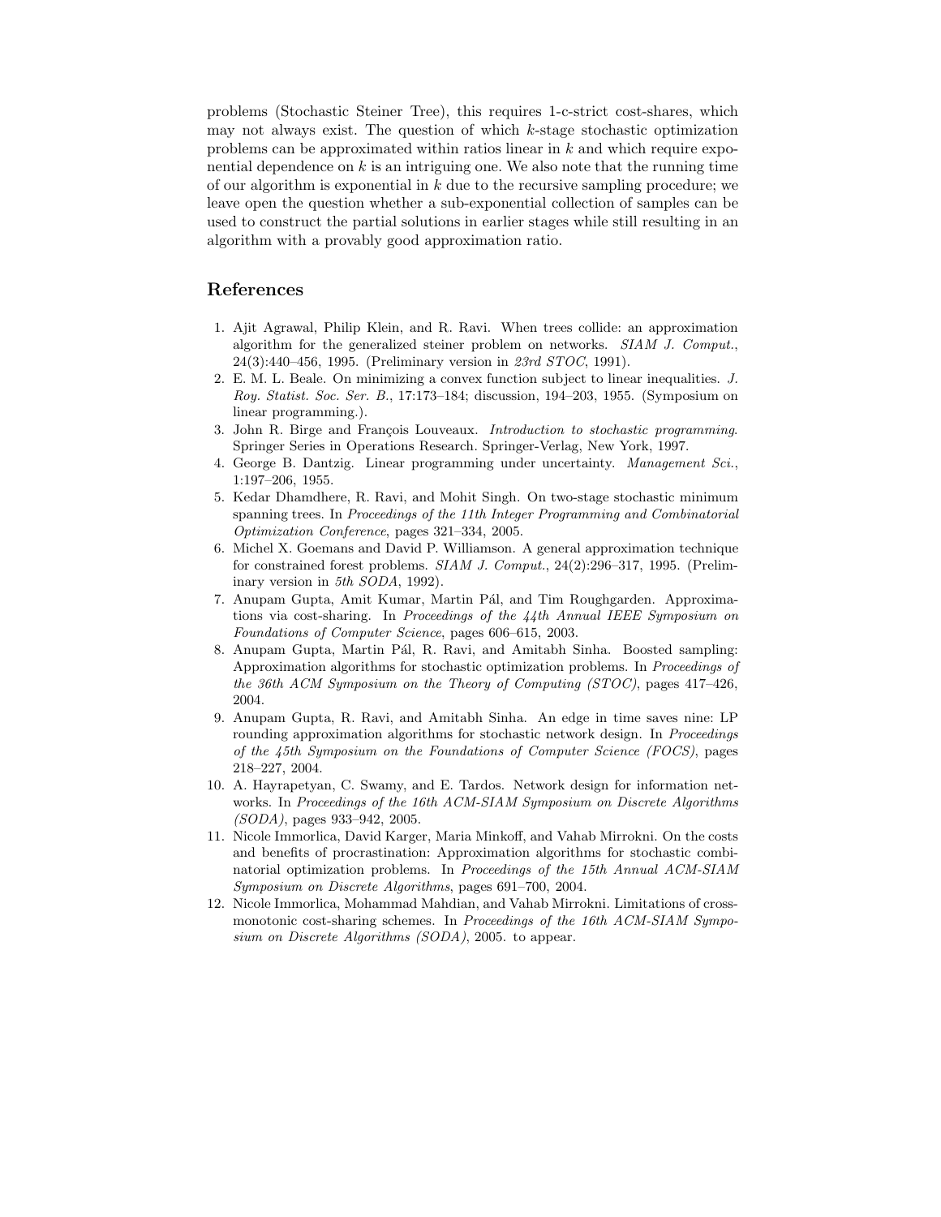problems (Stochastic Steiner Tree), this requires 1-c-strict cost-shares, which may not always exist. The question of which $k$-stage stochastic optimization problems can be approximated within ratios linear in $k$ and which require exponential dependence on $k$ is an intriguing one. We also note that the running time of our algorithm is exponential in $k$ due to the recursive sampling procedure; we leave open the question whether a sub-exponential collection of samples can be used to construct the partial solutions in earlier stages while still resulting in an algorithm with a provably good approximation ratio.

## References

1. Ajit Agrawal, Philip Klein, and R. Ravi. When trees collide: an approximation algorithm for the generalized steiner problem on networks. *SIAM J. Comput.*, 24(3):440–456, 1995. (Preliminary version in *23rd STOC*, 1991).
2. E. M. L. Beale. On minimizing a convex function subject to linear inequalities. *J. Roy. Statist. Soc. Ser. B.*, 17:173–184; discussion, 194–203, 1955. (Symposium on linear programming.).
3. John R. Birge and François Louveaux. *Introduction to stochastic programming*. Springer Series in Operations Research. Springer-Verlag, New York, 1997.
4. George B. Dantzig. Linear programming under uncertainty. *Management Sci.*, 1:197–206, 1955.
5. Kedar Dhamdhere, R. Ravi, and Mohit Singh. On two-stage stochastic minimum spanning trees. In *Proceedings of the 11th Integer Programming and Combinatorial Optimization Conference*, pages 321–334, 2005.
6. Michel X. Goemans and David P. Williamson. A general approximation technique for constrained forest problems. *SIAM J. Comput.*, 24(2):296–317, 1995. (Preliminary version in *5th SODA*, 1992).
7. Anupam Gupta, Amit Kumar, Martin Pál, and Tim Roughgarden. Approximations via cost-sharing. In *Proceedings of the 44th Annual IEEE Symposium on Foundations of Computer Science*, pages 606–615, 2003.
8. Anupam Gupta, Martin Pál, R. Ravi, and Amitabh Sinha. Boosted sampling: Approximation algorithms for stochastic optimization problems. In *Proceedings of the 36th ACM Symposium on the Theory of Computing (STOC)*, pages 417–426, 2004.
9. Anupam Gupta, R. Ravi, and Amitabh Sinha. An edge in time saves nine: LP rounding approximation algorithms for stochastic network design. In *Proceedings of the 45th Symposium on the Foundations of Computer Science (FOCS)*, pages 218–227, 2004.
10. A. Hayrapetyan, C. Swamy, and E. Tardos. Network design for information networks. In *Proceedings of the 16th ACM-SIAM Symposium on Discrete Algorithms (SODA)*, pages 933–942, 2005.
11. Nicole Immorlica, David Karger, Maria Minkoff, and Vahab Mirrokni. On the costs and benefits of procrastination: Approximation algorithms for stochastic combinatorial optimization problems. In *Proceedings of the 15th Annual ACM-SIAM Symposium on Discrete Algorithms*, pages 691–700, 2004.
12. Nicole Immorlica, Mohammad Mahdian, and Vahab Mirrokni. Limitations of cross-monotonic cost-sharing schemes. In *Proceedings of the 16th ACM-SIAM Symposium on Discrete Algorithms (SODA)*, 2005. to appear.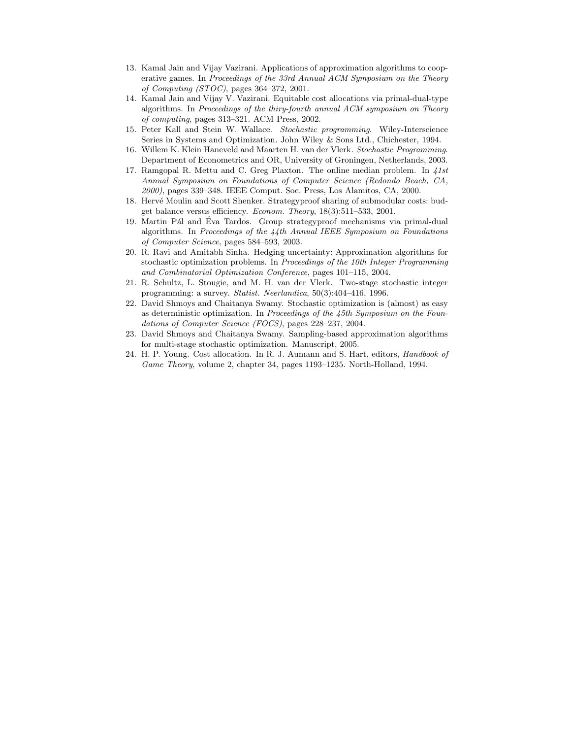13. Kamal Jain and Vijay Vazirani. Applications of approximation algorithms to cooperative games. In *Proceedings of the 33rd Annual ACM Symposium on the Theory of Computing (STOC)*, pages 364–372, 2001.
14. Kamal Jain and Vijay V. Vazirani. Equitable cost allocations via primal-dual-type algorithms. In *Proceedings of the thiry-fourth annual ACM symposium on Theory of computing*, pages 313–321. ACM Press, 2002.
15. Peter Kall and Stein W. Wallace. *Stochastic programming*. Wiley-Interscience Series in Systems and Optimization. John Wiley & Sons Ltd., Chichester, 1994.
16. Willem K. Klein Haneveld and Maarten H. van der Vlerk. *Stochastic Programming*. Department of Econometrics and OR, University of Groningen, Netherlands, 2003.
17. Ramgopal R. Mettu and C. Greg Plaxton. The online median problem. In *41st Annual Symposium on Foundations of Computer Science (Redondo Beach, CA, 2000)*, pages 339–348. IEEE Comput. Soc. Press, Los Alamitos, CA, 2000.
18. Hervé Moulin and Scott Shenker. Strategyproof sharing of submodular costs: budget balance versus efficiency. *Econom. Theory*, 18(3):511–533, 2001.
19. Martin Pál and Éva Tardos. Group strategyproof mechanisms via primal-dual algorithms. In *Proceedings of the 44th Annual IEEE Symposium on Foundations of Computer Science*, pages 584–593, 2003.
20. R. Ravi and Amitabh Sinha. Hedging uncertainty: Approximation algorithms for stochastic optimization problems. In *Proceedings of the 10th Integer Programming and Combinatorial Optimization Conference*, pages 101–115, 2004.
21. R. Schultz, L. Stougie, and M. H. van der Vlerk. Two-stage stochastic integer programming: a survey. *Statist. Neerlandica*, 50(3):404–416, 1996.
22. David Shmoys and Chaitanya Swamy. Stochastic optimization is (almost) as easy as deterministic optimization. In *Proceedings of the 45th Symposium on the Foundations of Computer Science (FOCS)*, pages 228–237, 2004.
23. David Shmoys and Chaitanya Swamy. Sampling-based approximation algorithms for multi-stage stochastic optimization. Manuscript, 2005.
24. H. P. Young. Cost allocation. In R. J. Aumann and S. Hart, editors, *Handbook of Game Theory*, volume 2, chapter 34, pages 1193–1235. North-Holland, 1994.